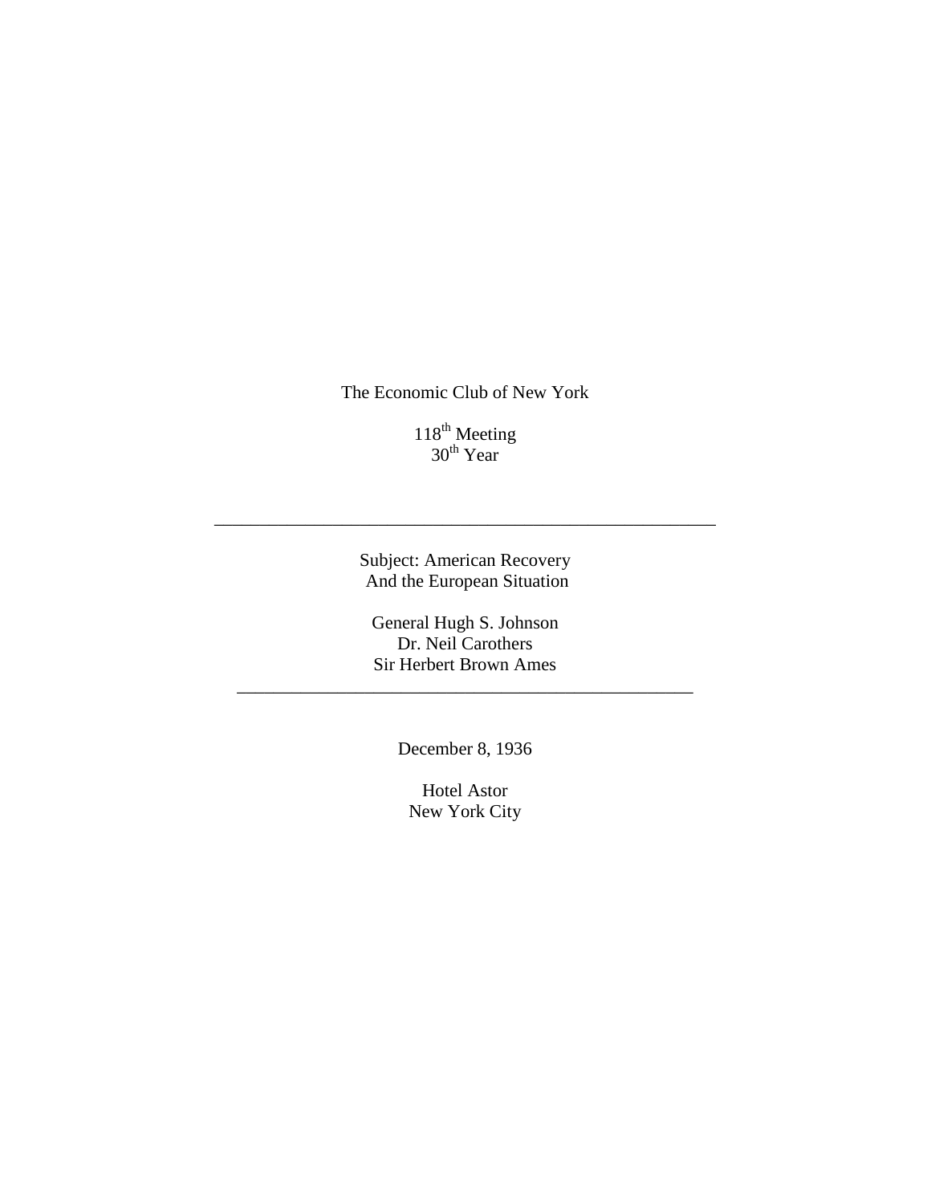The Economic Club of New York

118th Meeting
30th Year

---

Subject: American Recovery
And the European Situation

General Hugh S. Johnson
Dr. Neil Carothers
Sir Herbert Brown Ames

---

December 8, 1936

Hotel Astor
New York City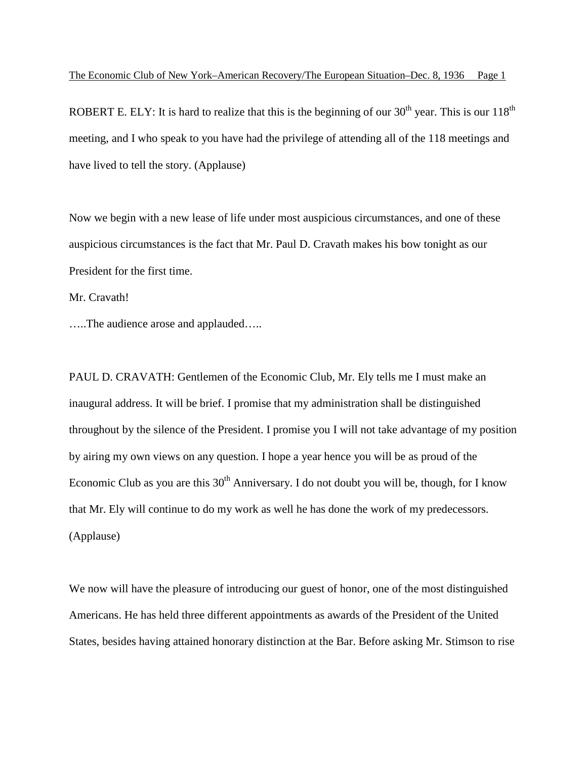ROBERT E. ELY: It is hard to realize that this is the beginning of our 30th year. This is our 118th meeting, and I who speak to you have had the privilege of attending all of the 118 meetings and have lived to tell the story. (Applause)

Now we begin with a new lease of life under most auspicious circumstances, and one of these auspicious circumstances is the fact that Mr. Paul D. Cravath makes his bow tonight as our President for the first time.

Mr. Cravath!

…..The audience arose and applauded…..

PAUL D. CRAVATH: Gentlemen of the Economic Club, Mr. Ely tells me I must make an inaugural address. It will be brief. I promise that my administration shall be distinguished throughout by the silence of the President. I promise you I will not take advantage of my position by airing my own views on any question. I hope a year hence you will be as proud of the Economic Club as you are this 30th Anniversary. I do not doubt you will be, though, for I know that Mr. Ely will continue to do my work as well he has done the work of my predecessors. (Applause)

We now will have the pleasure of introducing our guest of honor, one of the most distinguished Americans. He has held three different appointments as awards of the President of the United States, besides having attained honorary distinction at the Bar. Before asking Mr. Stimson to rise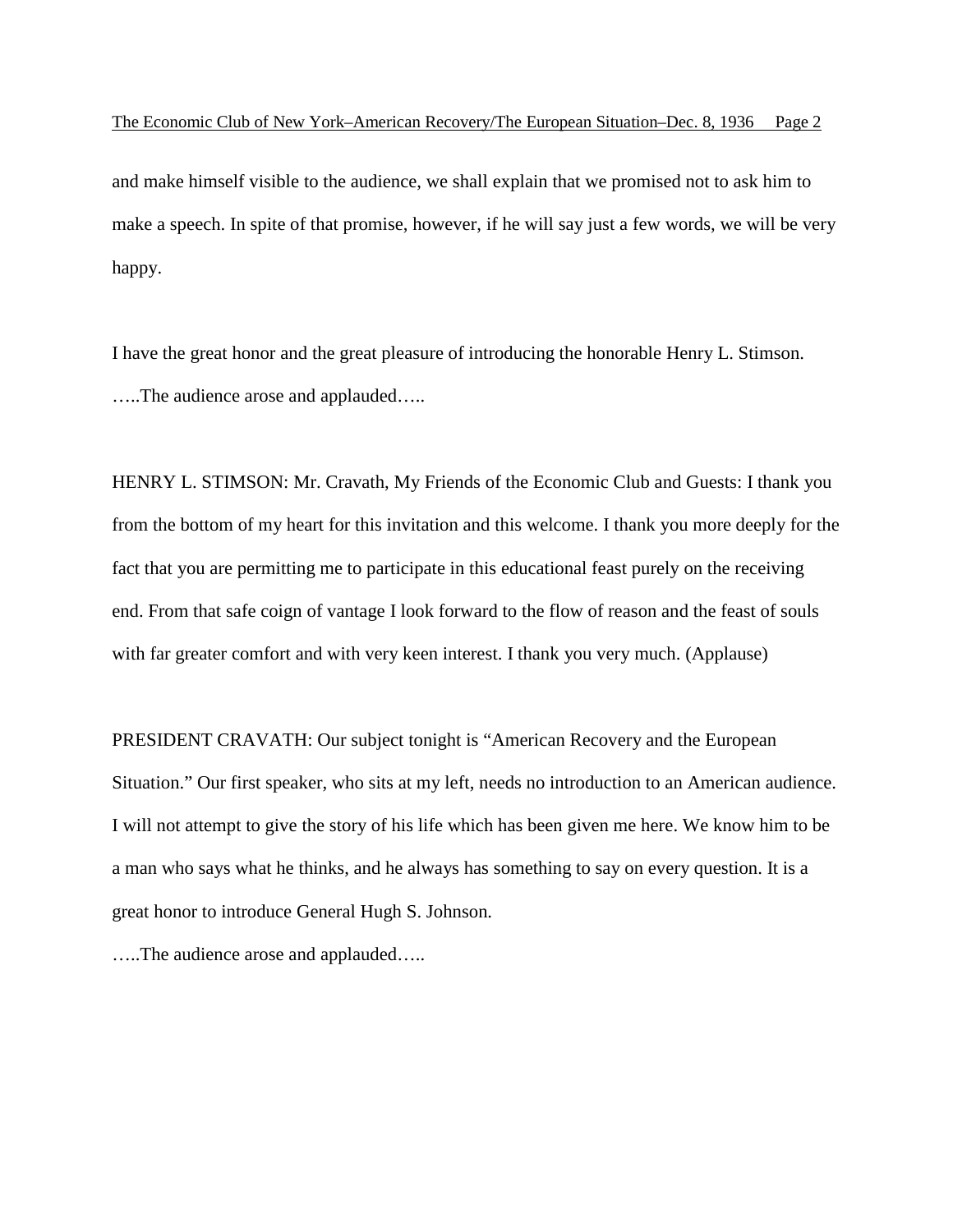and make himself visible to the audience, we shall explain that we promised not to ask him to make a speech. In spite of that promise, however, if he will say just a few words, we will be very happy.

I have the great honor and the great pleasure of introducing the honorable Henry L. Stimson.
…..The audience arose and applauded…..

HENRY L. STIMSON: Mr. Cravath, My Friends of the Economic Club and Guests: I thank you from the bottom of my heart for this invitation and this welcome. I thank you more deeply for the fact that you are permitting me to participate in this educational feast purely on the receiving end. From that safe coign of vantage I look forward to the flow of reason and the feast of souls with far greater comfort and with very keen interest. I thank you very much. (Applause)

PRESIDENT CRAVATH: Our subject tonight is "American Recovery and the European Situation." Our first speaker, who sits at my left, needs no introduction to an American audience. I will not attempt to give the story of his life which has been given me here. We know him to be a man who says what he thinks, and he always has something to say on every question. It is a great honor to introduce General Hugh S. Johnson.
…..The audience arose and applauded…..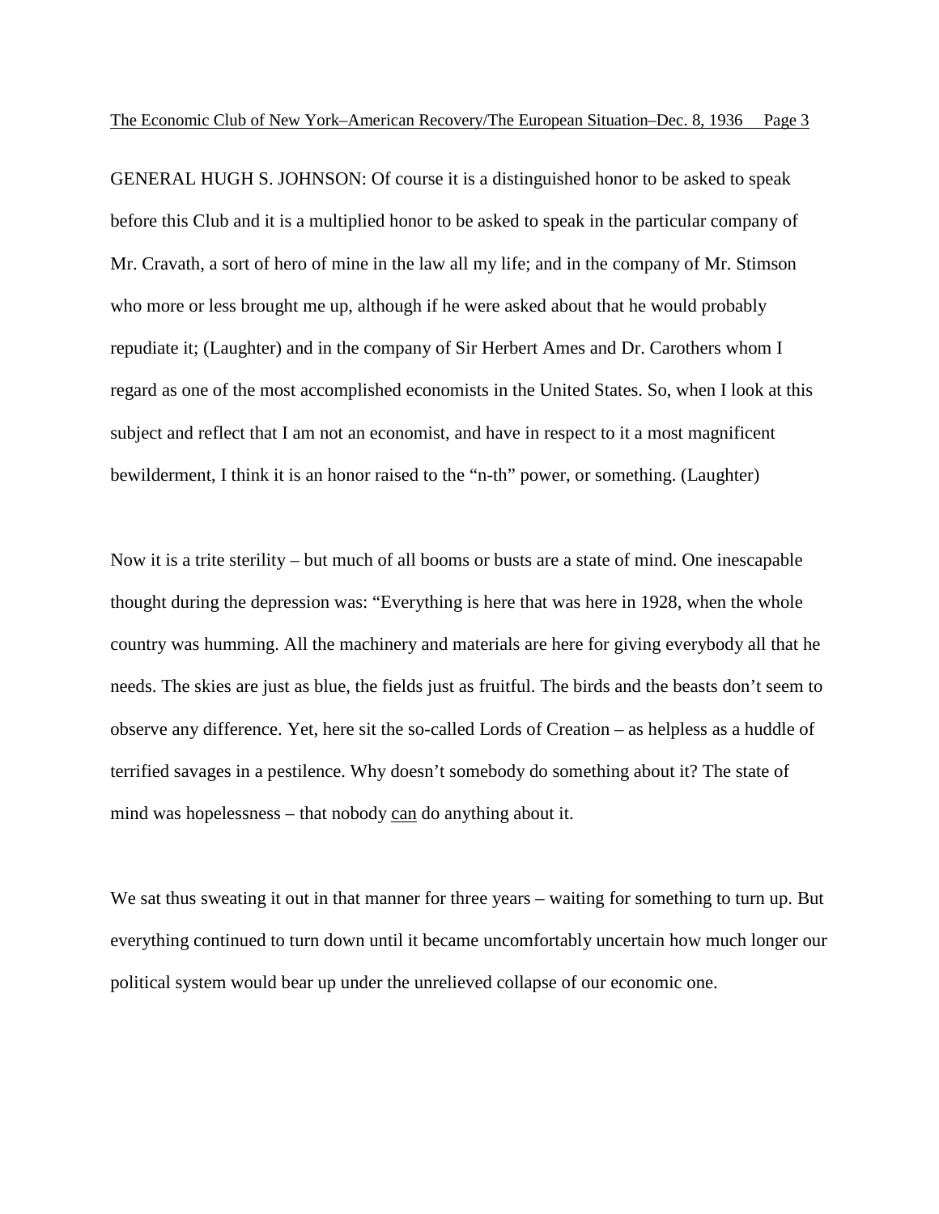GENERAL HUGH S. JOHNSON: Of course it is a distinguished honor to be asked to speak before this Club and it is a multiplied honor to be asked to speak in the particular company of Mr. Cravath, a sort of hero of mine in the law all my life; and in the company of Mr. Stimson who more or less brought me up, although if he were asked about that he would probably repudiate it; (Laughter) and in the company of Sir Herbert Ames and Dr. Carothers whom I regard as one of the most accomplished economists in the United States. So, when I look at this subject and reflect that I am not an economist, and have in respect to it a most magnificent bewilderment, I think it is an honor raised to the "n-th" power, or something. (Laughter)

Now it is a trite sterility – but much of all booms or busts are a state of mind. One inescapable thought during the depression was: "Everything is here that was here in 1928, when the whole country was humming. All the machinery and materials are here for giving everybody all that he needs. The skies are just as blue, the fields just as fruitful. The birds and the beasts don't seem to observe any difference. Yet, here sit the so-called Lords of Creation – as helpless as a huddle of terrified savages in a pestilence. Why doesn't somebody do something about it? The state of mind was hopelessness – that nobody <u>can</u> do anything about it.

We sat thus sweating it out in that manner for three years – waiting for something to turn up. But everything continued to turn down until it became uncomfortably uncertain how much longer our political system would bear up under the unrelieved collapse of our economic one.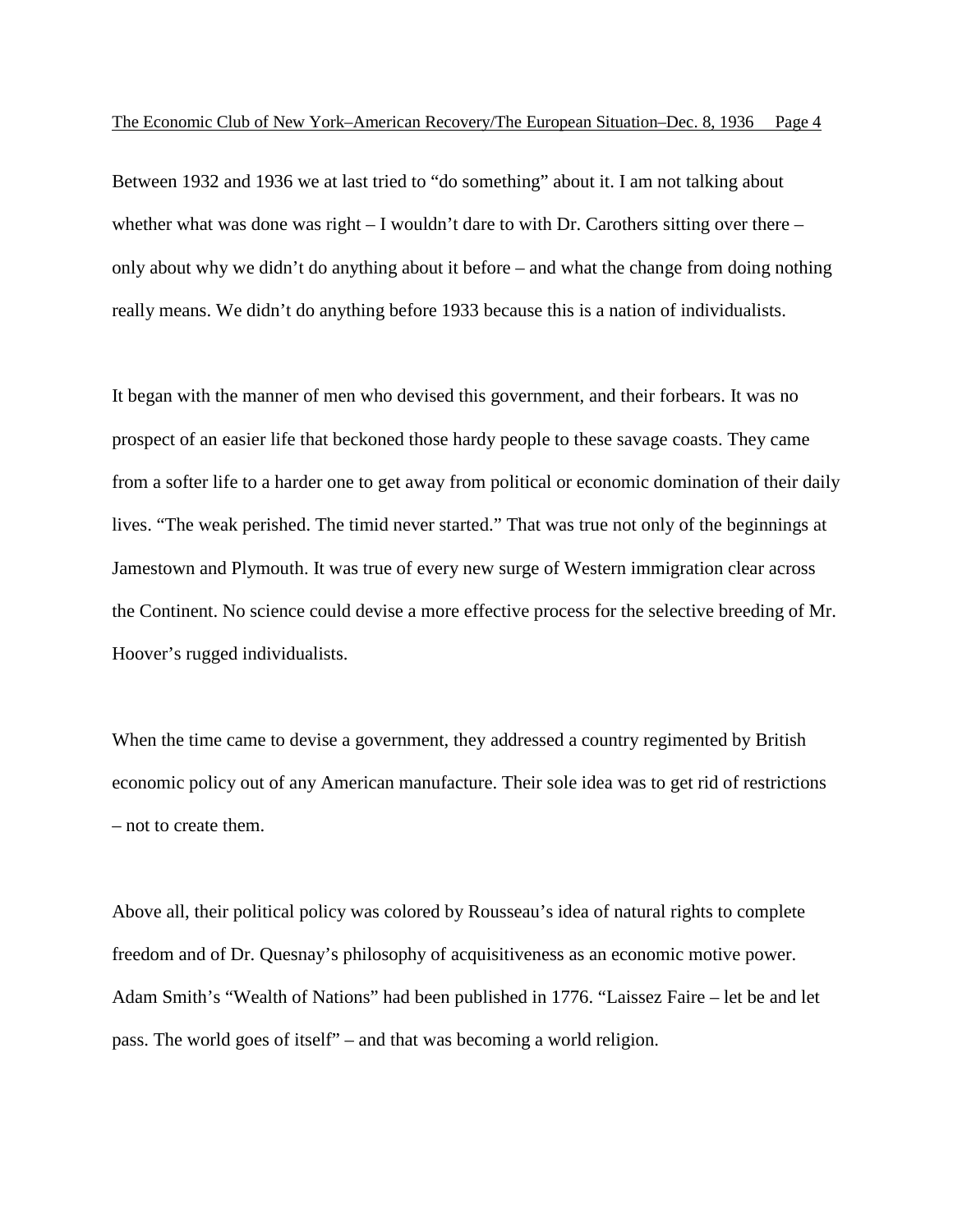Between 1932 and 1936 we at last tried to "do something" about it. I am not talking about whether what was done was right – I wouldn't dare to with Dr. Carothers sitting over there – only about why we didn't do anything about it before – and what the change from doing nothing really means. We didn't do anything before 1933 because this is a nation of individualists.

It began with the manner of men who devised this government, and their forbears. It was no prospect of an easier life that beckoned those hardy people to these savage coasts. They came from a softer life to a harder one to get away from political or economic domination of their daily lives. "The weak perished. The timid never started." That was true not only of the beginnings at Jamestown and Plymouth. It was true of every new surge of Western immigration clear across the Continent. No science could devise a more effective process for the selective breeding of Mr. Hoover's rugged individualists.

When the time came to devise a government, they addressed a country regimented by British economic policy out of any American manufacture. Their sole idea was to get rid of restrictions – not to create them.

Above all, their political policy was colored by Rousseau's idea of natural rights to complete freedom and of Dr. Quesnay's philosophy of acquisitiveness as an economic motive power. Adam Smith's "Wealth of Nations" had been published in 1776. "Laissez Faire – let be and let pass. The world goes of itself" – and that was becoming a world religion.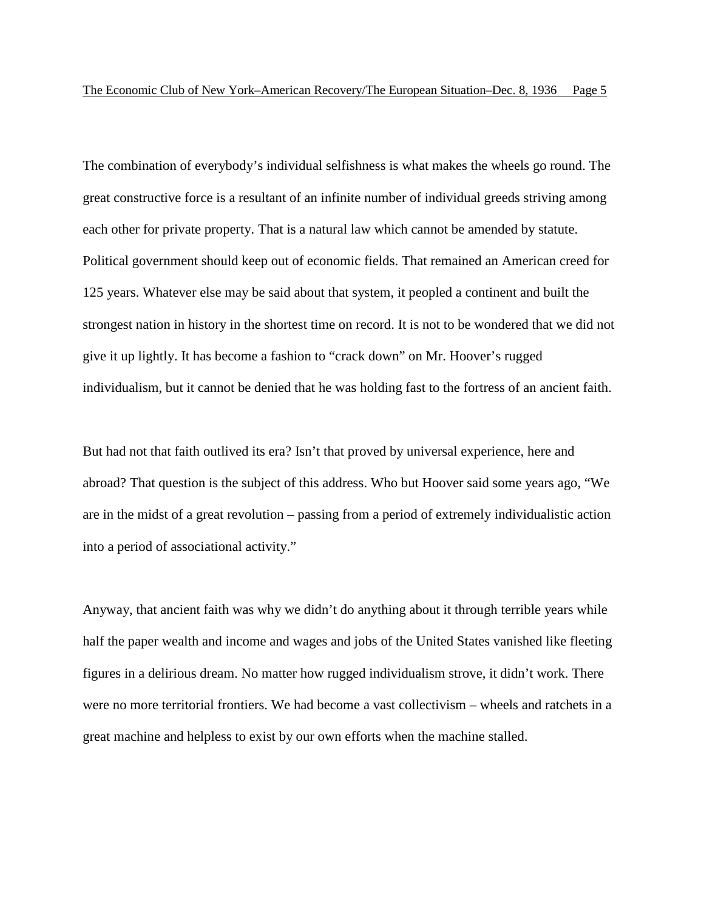The combination of everybody's individual selfishness is what makes the wheels go round. The great constructive force is a resultant of an infinite number of individual greeds striving among each other for private property. That is a natural law which cannot be amended by statute. Political government should keep out of economic fields. That remained an American creed for 125 years. Whatever else may be said about that system, it peopled a continent and built the strongest nation in history in the shortest time on record. It is not to be wondered that we did not give it up lightly. It has become a fashion to "crack down" on Mr. Hoover's rugged individualism, but it cannot be denied that he was holding fast to the fortress of an ancient faith.

But had not that faith outlived its era? Isn't that proved by universal experience, here and abroad? That question is the subject of this address. Who but Hoover said some years ago, "We are in the midst of a great revolution – passing from a period of extremely individualistic action into a period of associational activity."

Anyway, that ancient faith was why we didn't do anything about it through terrible years while half the paper wealth and income and wages and jobs of the United States vanished like fleeting figures in a delirious dream. No matter how rugged individualism strove, it didn't work. There were no more territorial frontiers. We had become a vast collectivism – wheels and ratchets in a great machine and helpless to exist by our own efforts when the machine stalled.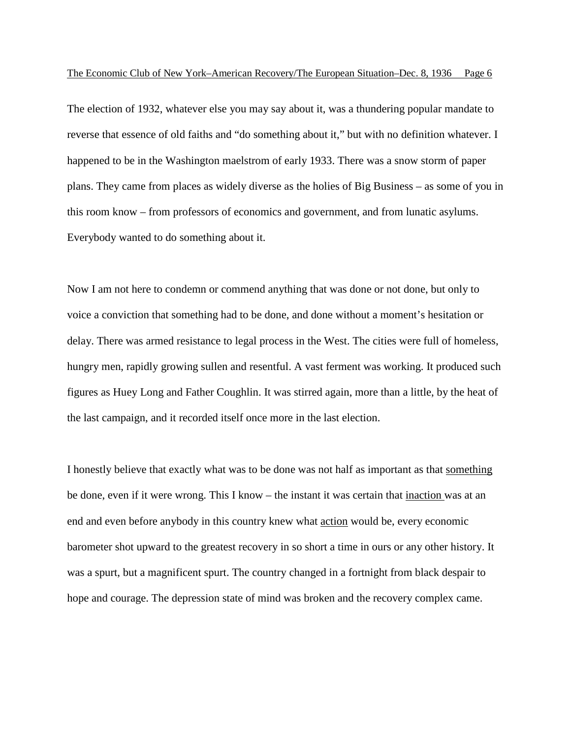The election of 1932, whatever else you may say about it, was a thundering popular mandate to reverse that essence of old faiths and "do something about it," but with no definition whatever. I happened to be in the Washington maelstrom of early 1933. There was a snow storm of paper plans. They came from places as widely diverse as the holies of Big Business – as some of you in this room know – from professors of economics and government, and from lunatic asylums. Everybody wanted to do something about it.

Now I am not here to condemn or commend anything that was done or not done, but only to voice a conviction that something had to be done, and done without a moment's hesitation or delay. There was armed resistance to legal process in the West. The cities were full of homeless, hungry men, rapidly growing sullen and resentful. A vast ferment was working. It produced such figures as Huey Long and Father Coughlin. It was stirred again, more than a little, by the heat of the last campaign, and it recorded itself once more in the last election.

I honestly believe that exactly what was to be done was not half as important as that <u>something</u> be done, even if it were wrong. This I know – the instant it was certain that <u>inaction</u> was at an end and even before anybody in this country knew what <u>action</u> would be, every economic barometer shot upward to the greatest recovery in so short a time in ours or any other history. It was a spurt, but a magnificent spurt. The country changed in a fortnight from black despair to hope and courage. The depression state of mind was broken and the recovery complex came.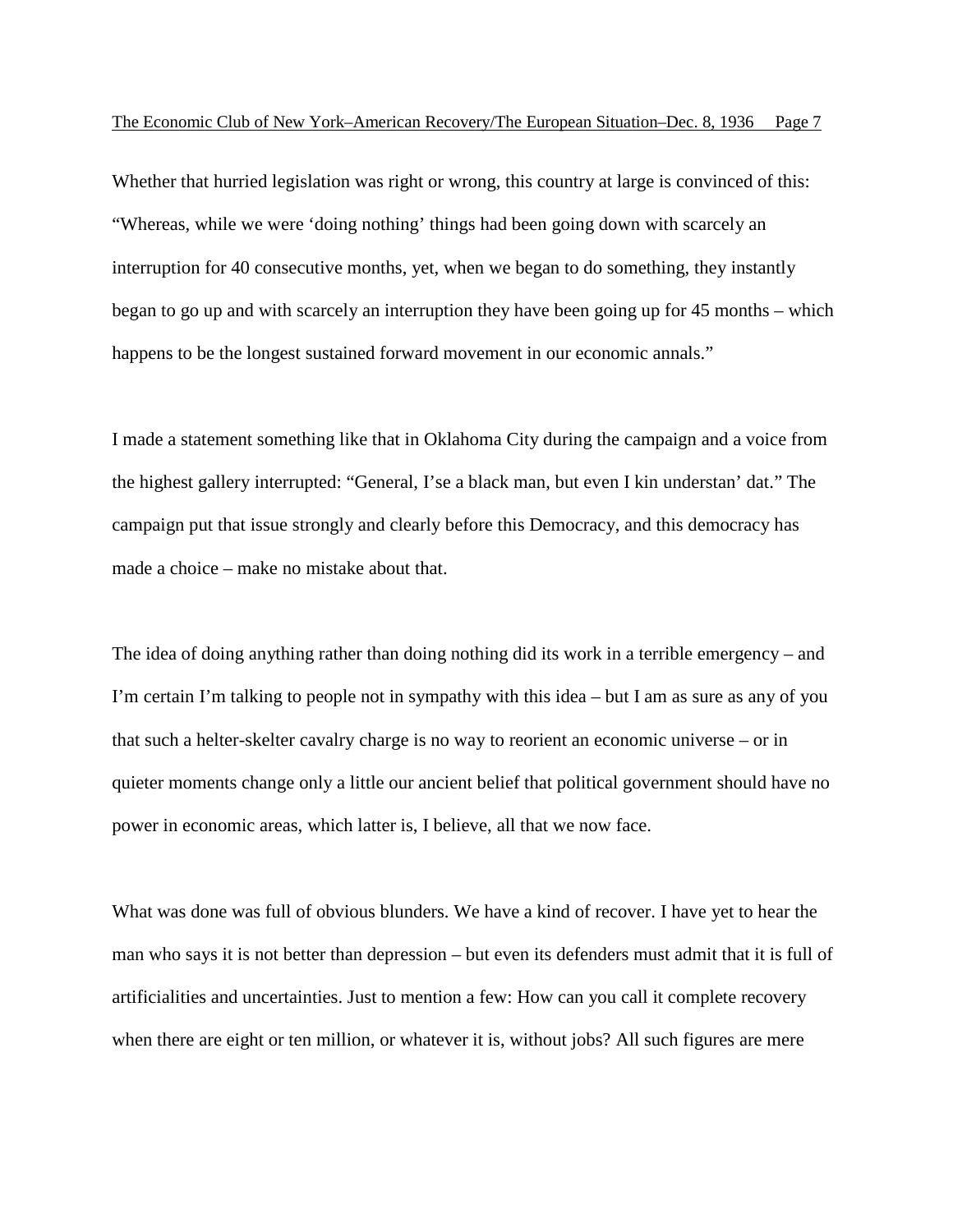Whether that hurried legislation was right or wrong, this country at large is convinced of this: "Whereas, while we were 'doing nothing' things had been going down with scarcely an interruption for 40 consecutive months, yet, when we began to do something, they instantly began to go up and with scarcely an interruption they have been going up for 45 months – which happens to be the longest sustained forward movement in our economic annals."

I made a statement something like that in Oklahoma City during the campaign and a voice from the highest gallery interrupted: "General, I'se a black man, but even I kin understan' dat." The campaign put that issue strongly and clearly before this Democracy, and this democracy has made a choice – make no mistake about that.

The idea of doing anything rather than doing nothing did its work in a terrible emergency – and I'm certain I'm talking to people not in sympathy with this idea – but I am as sure as any of you that such a helter-skelter cavalry charge is no way to reorient an economic universe – or in quieter moments change only a little our ancient belief that political government should have no power in economic areas, which latter is, I believe, all that we now face.

What was done was full of obvious blunders. We have a kind of recover. I have yet to hear the man who says it is not better than depression – but even its defenders must admit that it is full of artificialities and uncertainties. Just to mention a few: How can you call it complete recovery when there are eight or ten million, or whatever it is, without jobs? All such figures are mere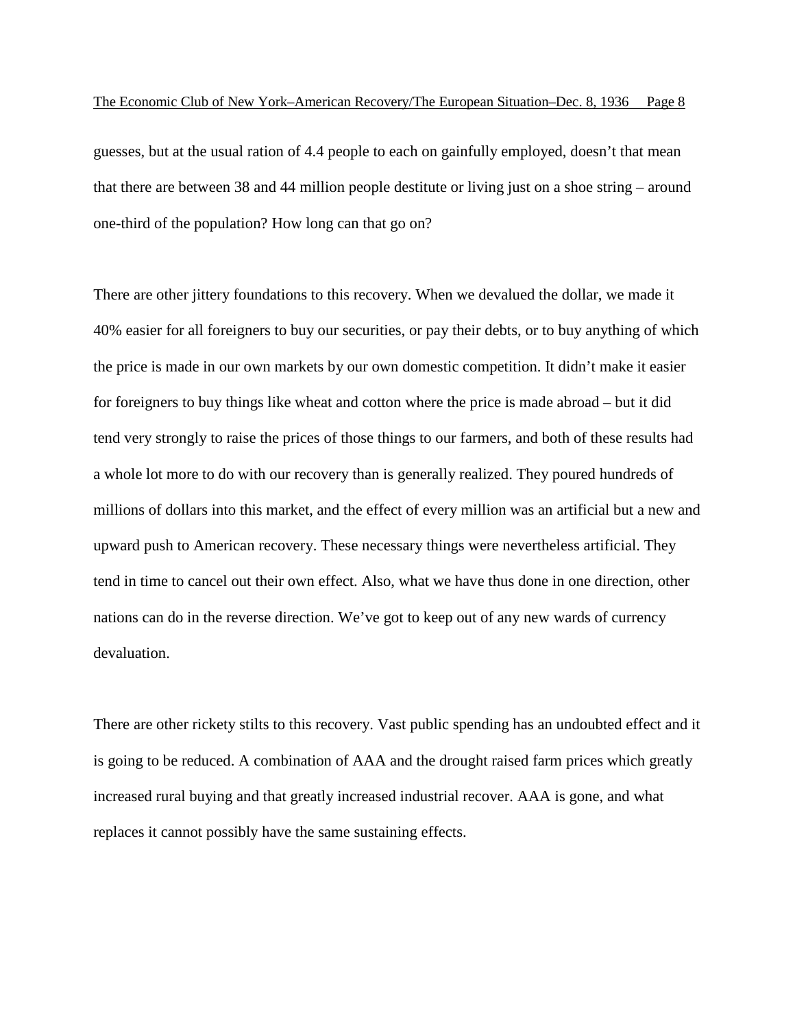guesses, but at the usual ration of 4.4 people to each on gainfully employed, doesn't that mean that there are between 38 and 44 million people destitute or living just on a shoe string – around one-third of the population? How long can that go on?

There are other jittery foundations to this recovery. When we devalued the dollar, we made it 40% easier for all foreigners to buy our securities, or pay their debts, or to buy anything of which the price is made in our own markets by our own domestic competition. It didn't make it easier for foreigners to buy things like wheat and cotton where the price is made abroad – but it did tend very strongly to raise the prices of those things to our farmers, and both of these results had a whole lot more to do with our recovery than is generally realized. They poured hundreds of millions of dollars into this market, and the effect of every million was an artificial but a new and upward push to American recovery. These necessary things were nevertheless artificial. They tend in time to cancel out their own effect. Also, what we have thus done in one direction, other nations can do in the reverse direction. We've got to keep out of any new wards of currency devaluation.

There are other rickety stilts to this recovery. Vast public spending has an undoubted effect and it is going to be reduced. A combination of AAA and the drought raised farm prices which greatly increased rural buying and that greatly increased industrial recover. AAA is gone, and what replaces it cannot possibly have the same sustaining effects.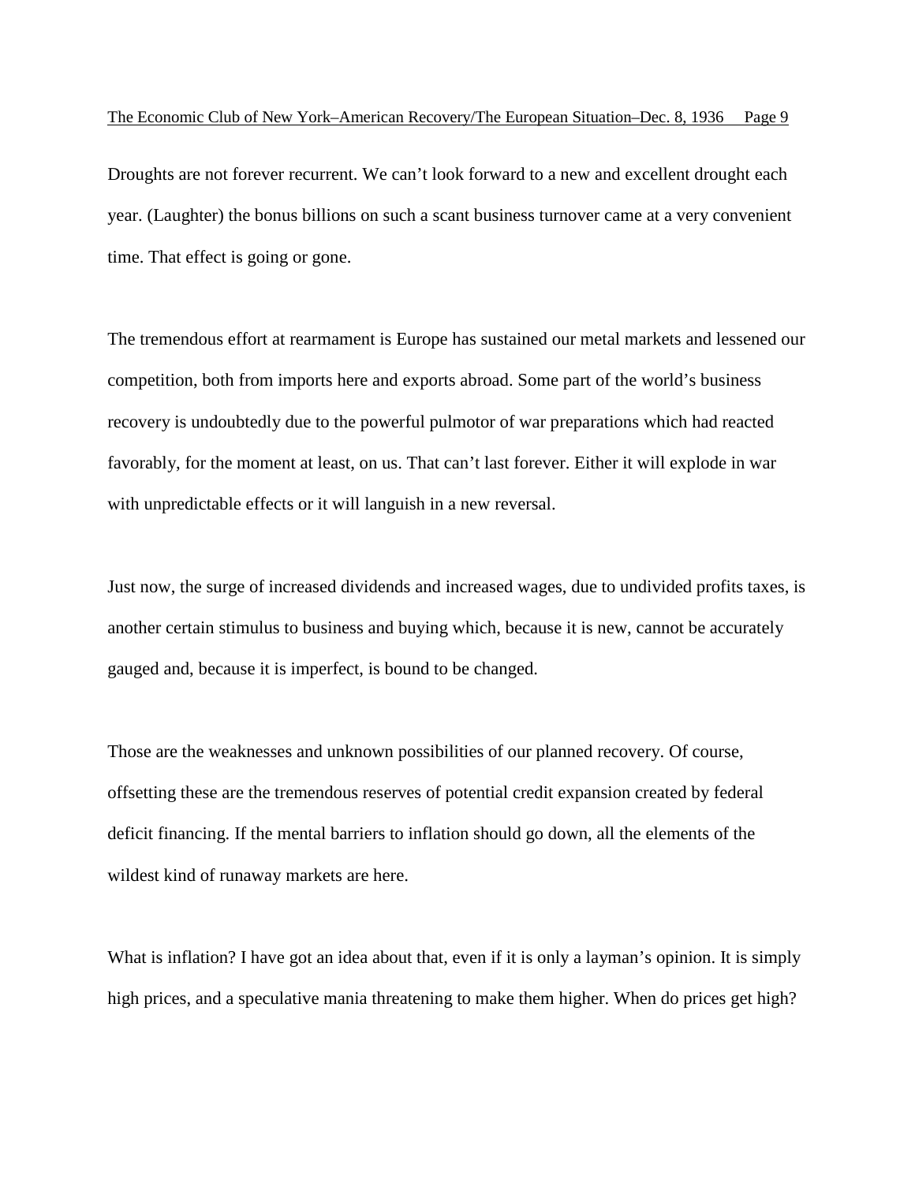Droughts are not forever recurrent. We can't look forward to a new and excellent drought each year. (Laughter) the bonus billions on such a scant business turnover came at a very convenient time. That effect is going or gone.

The tremendous effort at rearmament is Europe has sustained our metal markets and lessened our competition, both from imports here and exports abroad. Some part of the world's business recovery is undoubtedly due to the powerful pulmotor of war preparations which had reacted favorably, for the moment at least, on us. That can't last forever. Either it will explode in war with unpredictable effects or it will languish in a new reversal.

Just now, the surge of increased dividends and increased wages, due to undivided profits taxes, is another certain stimulus to business and buying which, because it is new, cannot be accurately gauged and, because it is imperfect, is bound to be changed.

Those are the weaknesses and unknown possibilities of our planned recovery. Of course, offsetting these are the tremendous reserves of potential credit expansion created by federal deficit financing. If the mental barriers to inflation should go down, all the elements of the wildest kind of runaway markets are here.

What is inflation? I have got an idea about that, even if it is only a layman's opinion. It is simply high prices, and a speculative mania threatening to make them higher. When do prices get high?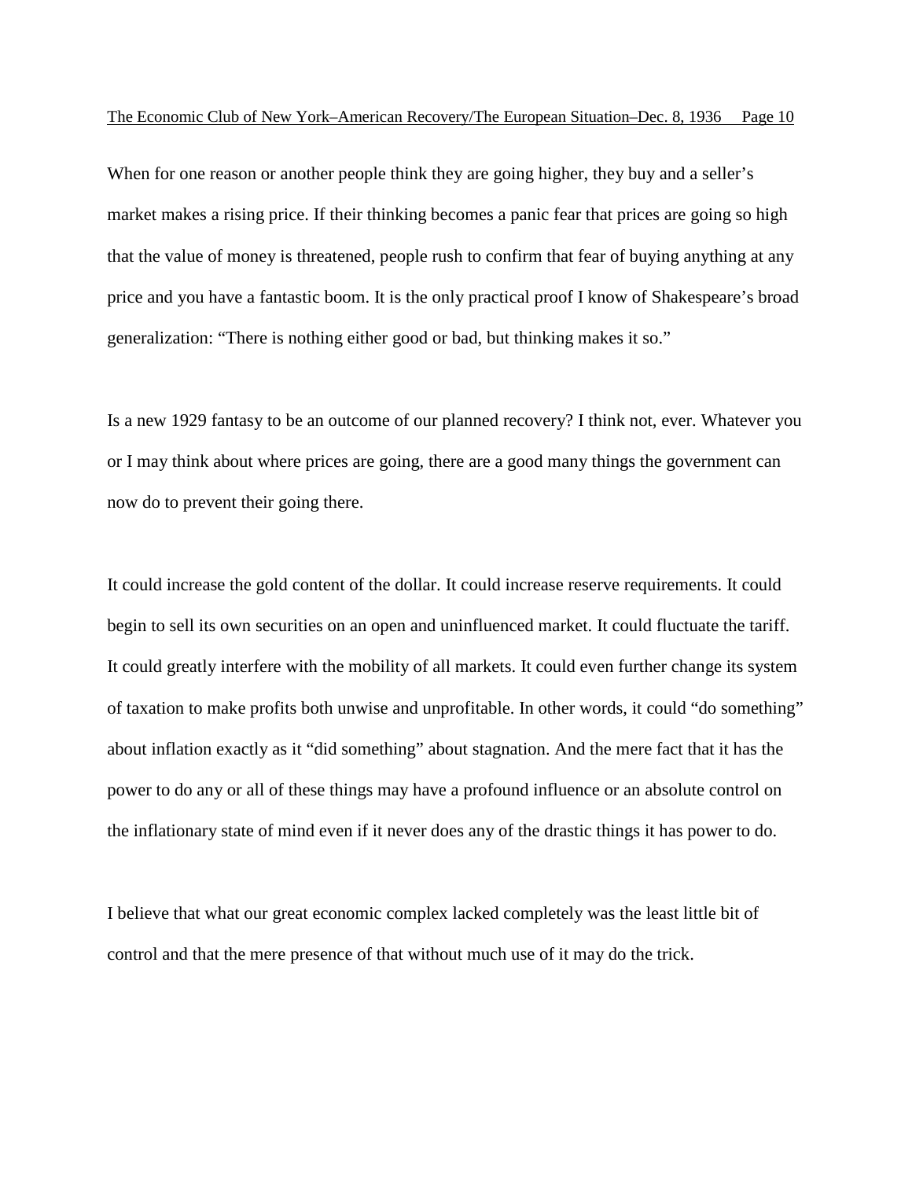When for one reason or another people think they are going higher, they buy and a seller's market makes a rising price. If their thinking becomes a panic fear that prices are going so high that the value of money is threatened, people rush to confirm that fear of buying anything at any price and you have a fantastic boom. It is the only practical proof I know of Shakespeare's broad generalization: "There is nothing either good or bad, but thinking makes it so."

Is a new 1929 fantasy to be an outcome of our planned recovery? I think not, ever. Whatever you or I may think about where prices are going, there are a good many things the government can now do to prevent their going there.

It could increase the gold content of the dollar. It could increase reserve requirements. It could begin to sell its own securities on an open and uninfluenced market. It could fluctuate the tariff. It could greatly interfere with the mobility of all markets. It could even further change its system of taxation to make profits both unwise and unprofitable. In other words, it could "do something" about inflation exactly as it "did something" about stagnation. And the mere fact that it has the power to do any or all of these things may have a profound influence or an absolute control on the inflationary state of mind even if it never does any of the drastic things it has power to do.

I believe that what our great economic complex lacked completely was the least little bit of control and that the mere presence of that without much use of it may do the trick.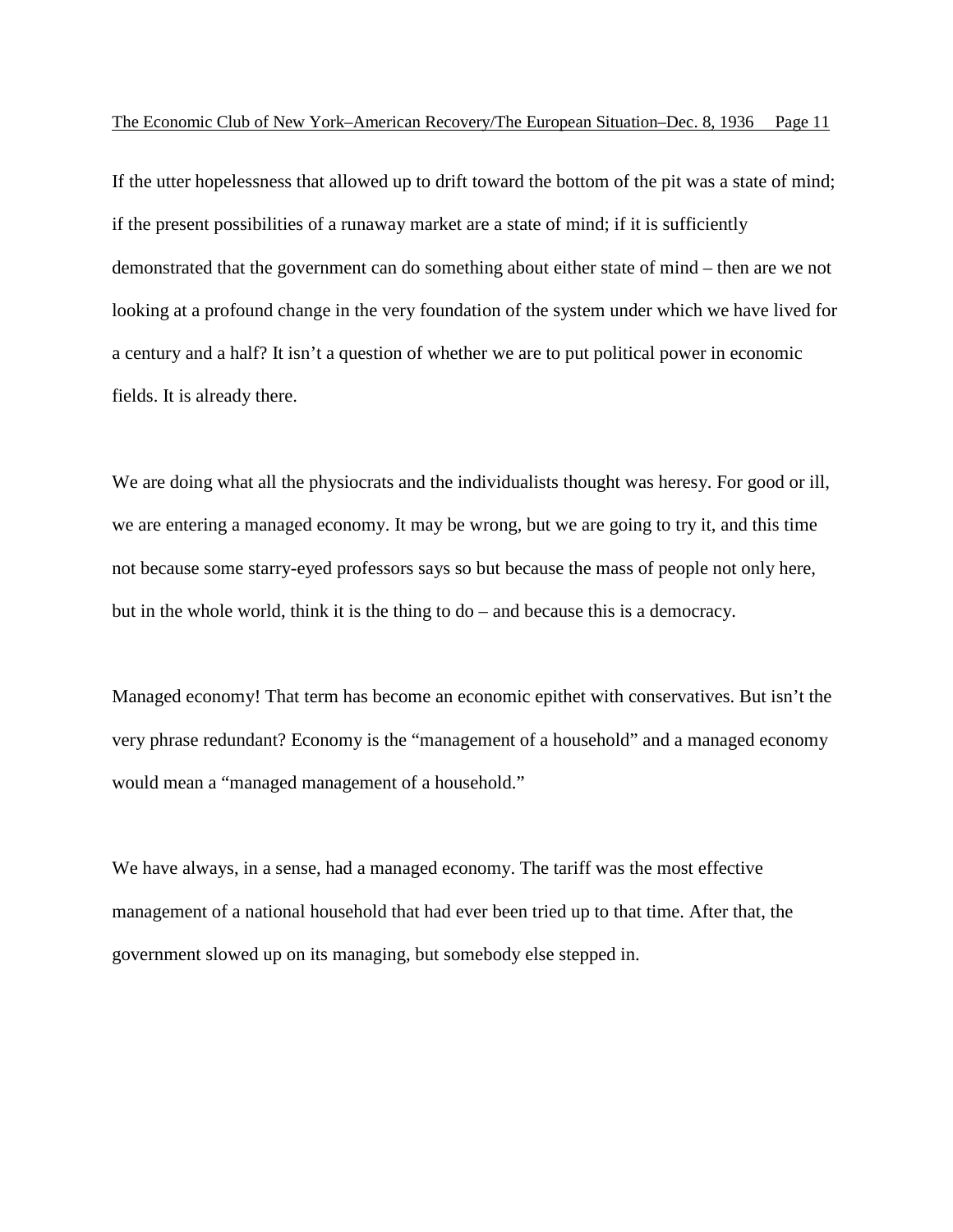If the utter hopelessness that allowed up to drift toward the bottom of the pit was a state of mind; if the present possibilities of a runaway market are a state of mind; if it is sufficiently demonstrated that the government can do something about either state of mind – then are we not looking at a profound change in the very foundation of the system under which we have lived for a century and a half? It isn't a question of whether we are to put political power in economic fields. It is already there.

We are doing what all the physiocrats and the individualists thought was heresy. For good or ill, we are entering a managed economy. It may be wrong, but we are going to try it, and this time not because some starry-eyed professors says so but because the mass of people not only here, but in the whole world, think it is the thing to do – and because this is a democracy.

Managed economy! That term has become an economic epithet with conservatives. But isn't the very phrase redundant? Economy is the "management of a household" and a managed economy would mean a "managed management of a household."

We have always, in a sense, had a managed economy. The tariff was the most effective management of a national household that had ever been tried up to that time. After that, the government slowed up on its managing, but somebody else stepped in.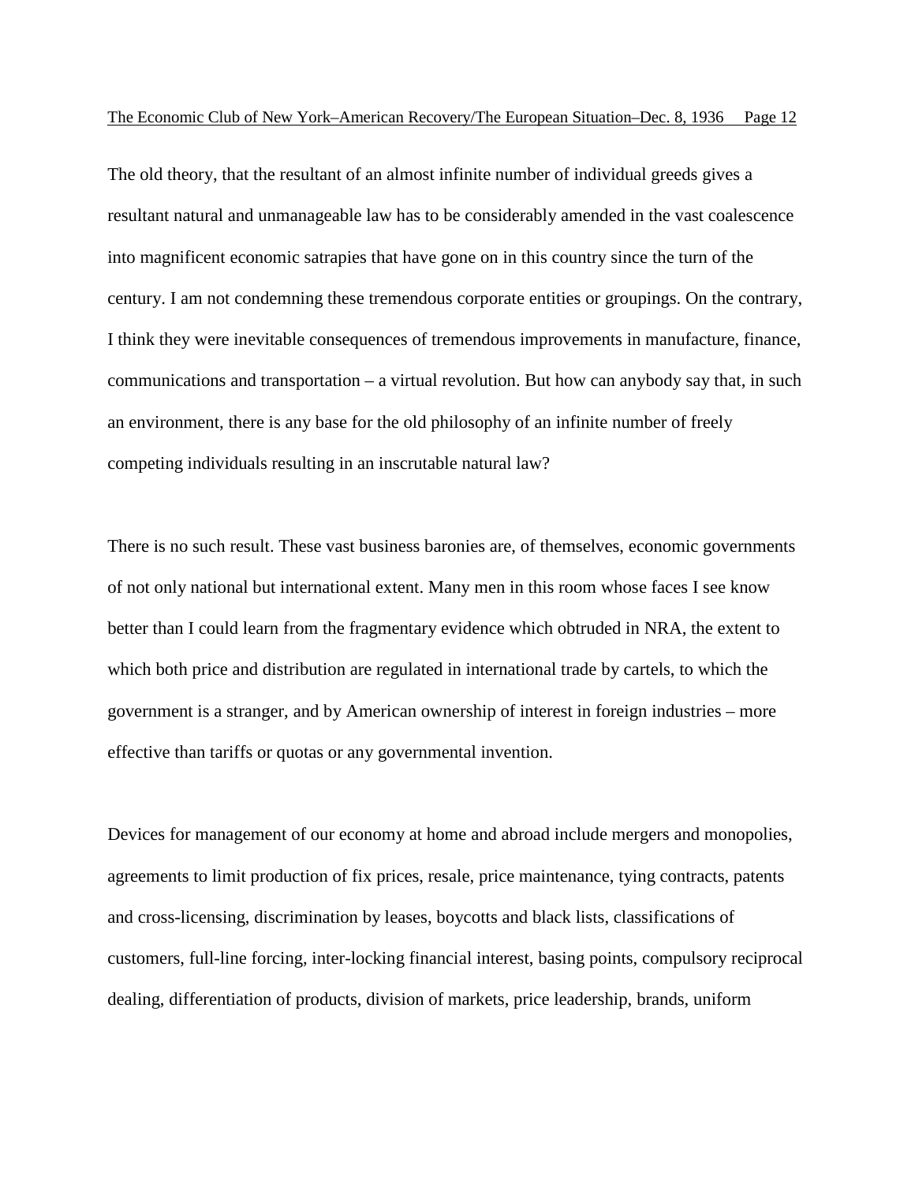The old theory, that the resultant of an almost infinite number of individual greeds gives a resultant natural and unmanageable law has to be considerably amended in the vast coalescence into magnificent economic satrapies that have gone on in this country since the turn of the century. I am not condemning these tremendous corporate entities or groupings. On the contrary, I think they were inevitable consequences of tremendous improvements in manufacture, finance, communications and transportation – a virtual revolution. But how can anybody say that, in such an environment, there is any base for the old philosophy of an infinite number of freely competing individuals resulting in an inscrutable natural law?

There is no such result. These vast business baronies are, of themselves, economic governments of not only national but international extent. Many men in this room whose faces I see know better than I could learn from the fragmentary evidence which obtruded in NRA, the extent to which both price and distribution are regulated in international trade by cartels, to which the government is a stranger, and by American ownership of interest in foreign industries – more effective than tariffs or quotas or any governmental invention.

Devices for management of our economy at home and abroad include mergers and monopolies, agreements to limit production of fix prices, resale, price maintenance, tying contracts, patents and cross-licensing, discrimination by leases, boycotts and black lists, classifications of customers, full-line forcing, inter-locking financial interest, basing points, compulsory reciprocal dealing, differentiation of products, division of markets, price leadership, brands, uniform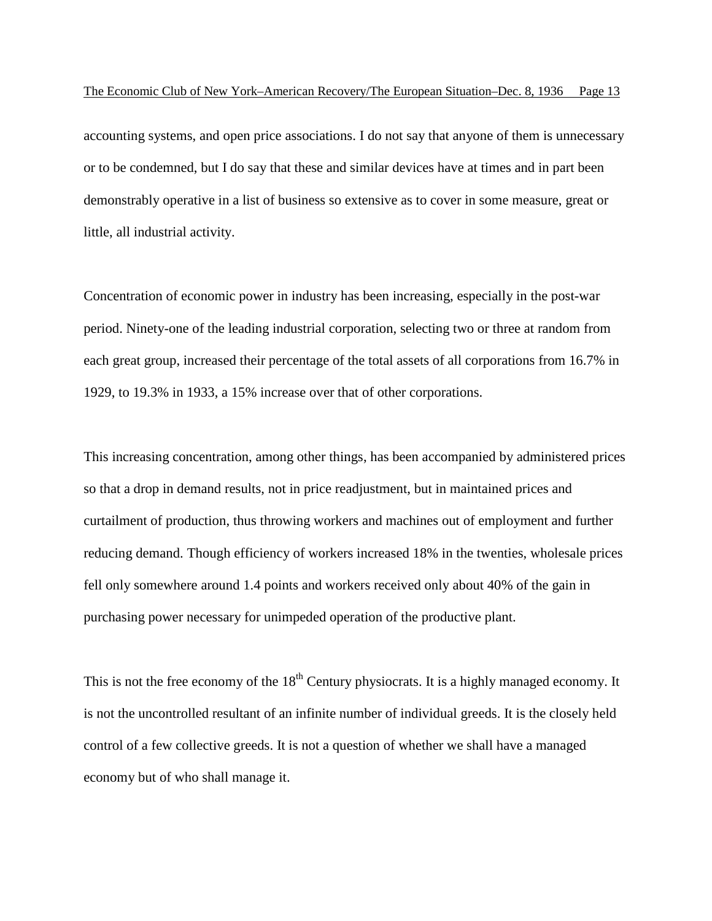accounting systems, and open price associations. I do not say that anyone of them is unnecessary or to be condemned, but I do say that these and similar devices have at times and in part been demonstrably operative in a list of business so extensive as to cover in some measure, great or little, all industrial activity.

Concentration of economic power in industry has been increasing, especially in the post-war period. Ninety-one of the leading industrial corporation, selecting two or three at random from each great group, increased their percentage of the total assets of all corporations from 16.7% in 1929, to 19.3% in 1933, a 15% increase over that of other corporations.

This increasing concentration, among other things, has been accompanied by administered prices so that a drop in demand results, not in price readjustment, but in maintained prices and curtailment of production, thus throwing workers and machines out of employment and further reducing demand. Though efficiency of workers increased 18% in the twenties, wholesale prices fell only somewhere around 1.4 points and workers received only about 40% of the gain in purchasing power necessary for unimpeded operation of the productive plant.

This is not the free economy of the 18th Century physiocrats. It is a highly managed economy. It is not the uncontrolled resultant of an infinite number of individual greeds. It is the closely held control of a few collective greeds. It is not a question of whether we shall have a managed economy but of who shall manage it.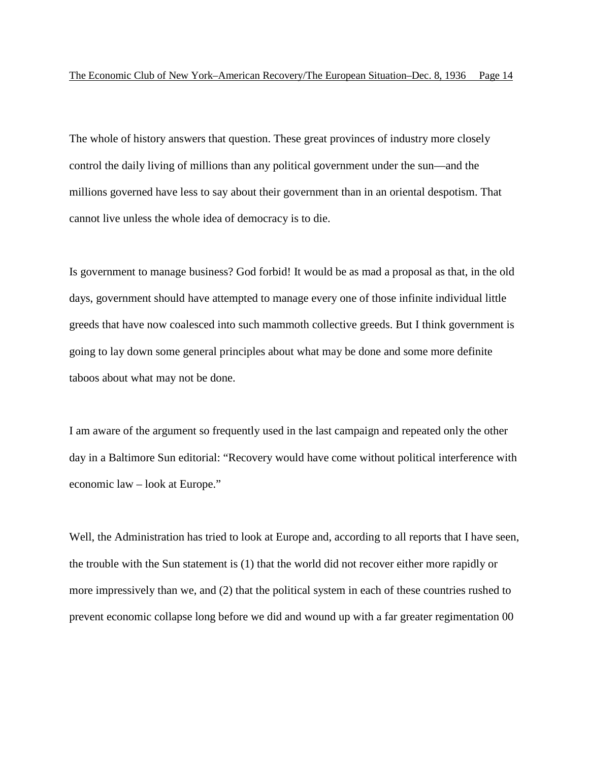The whole of history answers that question. These great provinces of industry more closely control the daily living of millions than any political government under the sun—and the millions governed have less to say about their government than in an oriental despotism. That cannot live unless the whole idea of democracy is to die.

Is government to manage business? God forbid! It would be as mad a proposal as that, in the old days, government should have attempted to manage every one of those infinite individual little greeds that have now coalesced into such mammoth collective greeds. But I think government is going to lay down some general principles about what may be done and some more definite taboos about what may not be done.

I am aware of the argument so frequently used in the last campaign and repeated only the other day in a Baltimore Sun editorial: "Recovery would have come without political interference with economic law – look at Europe."

Well, the Administration has tried to look at Europe and, according to all reports that I have seen, the trouble with the Sun statement is (1) that the world did not recover either more rapidly or more impressively than we, and (2) that the political system in each of these countries rushed to prevent economic collapse long before we did and wound up with a far greater regimentation 00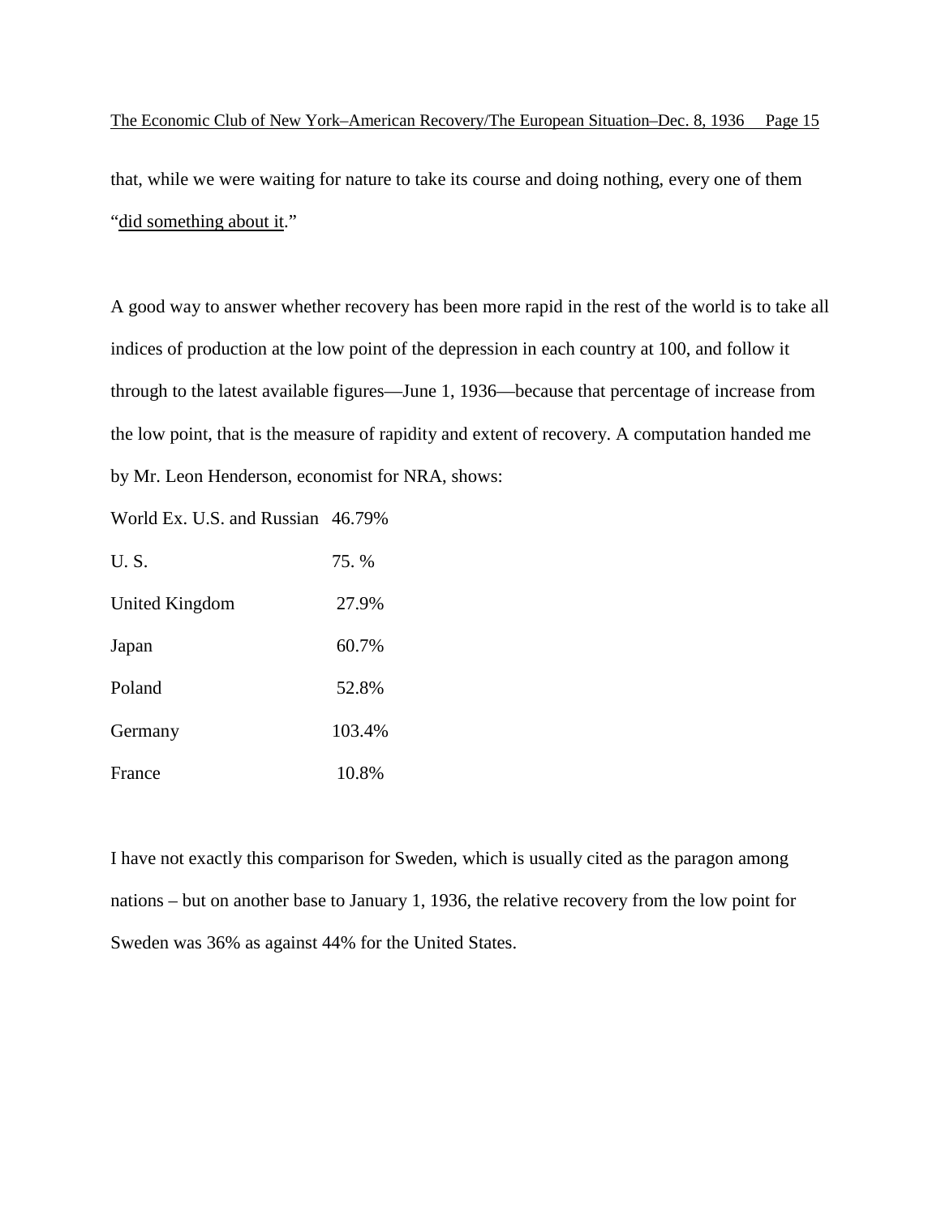that, while we were waiting for nature to take its course and doing nothing, every one of them "did something about it."

A good way to answer whether recovery has been more rapid in the rest of the world is to take all indices of production at the low point of the depression in each country at 100, and follow it through to the latest available figures—June 1, 1936—because that percentage of increase from the low point, that is the measure of rapidity and extent of recovery. A computation handed me by Mr. Leon Henderson, economist for NRA, shows:

| | |
|---|---|
| World Ex. U.S. and Russian | 46.79% |
| U. S. | 75. % |
| United Kingdom | 27.9% |
| Japan | 60.7% |
| Poland | 52.8% |
| Germany | 103.4% |
| France | 10.8% |

I have not exactly this comparison for Sweden, which is usually cited as the paragon among nations – but on another base to January 1, 1936, the relative recovery from the low point for Sweden was 36% as against 44% for the United States.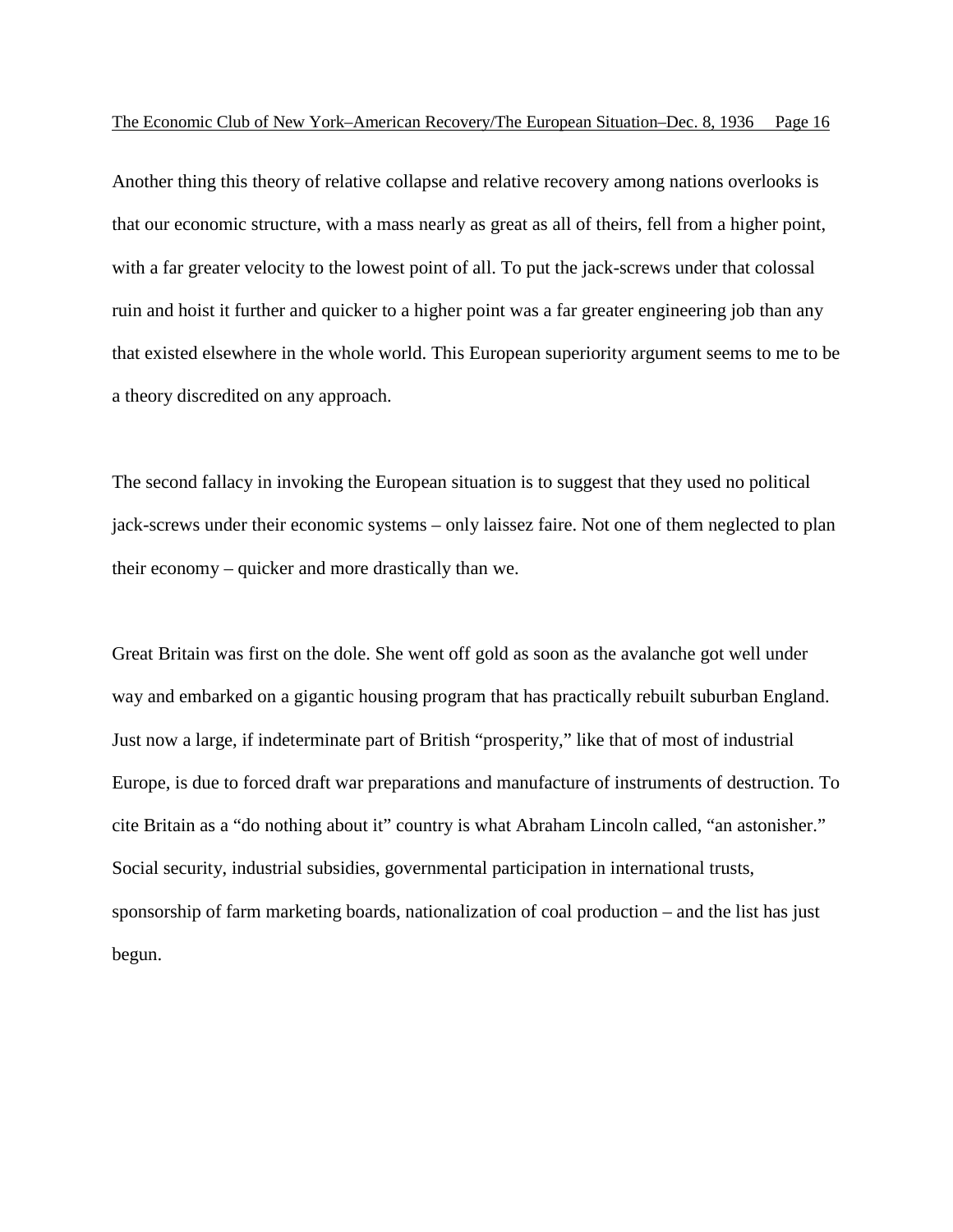Another thing this theory of relative collapse and relative recovery among nations overlooks is that our economic structure, with a mass nearly as great as all of theirs, fell from a higher point, with a far greater velocity to the lowest point of all. To put the jack-screws under that colossal ruin and hoist it further and quicker to a higher point was a far greater engineering job than any that existed elsewhere in the whole world. This European superiority argument seems to me to be a theory discredited on any approach.

The second fallacy in invoking the European situation is to suggest that they used no political jack-screws under their economic systems – only laissez faire. Not one of them neglected to plan their economy – quicker and more drastically than we.

Great Britain was first on the dole. She went off gold as soon as the avalanche got well under way and embarked on a gigantic housing program that has practically rebuilt suburban England. Just now a large, if indeterminate part of British "prosperity," like that of most of industrial Europe, is due to forced draft war preparations and manufacture of instruments of destruction. To cite Britain as a "do nothing about it" country is what Abraham Lincoln called, "an astonisher." Social security, industrial subsidies, governmental participation in international trusts, sponsorship of farm marketing boards, nationalization of coal production – and the list has just begun.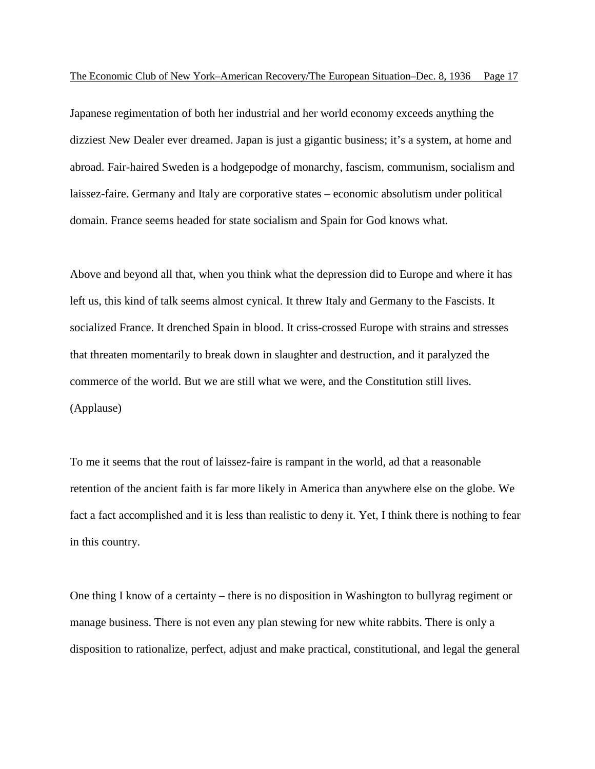Japanese regimentation of both her industrial and her world economy exceeds anything the dizziest New Dealer ever dreamed. Japan is just a gigantic business; it's a system, at home and abroad. Fair-haired Sweden is a hodgepodge of monarchy, fascism, communism, socialism and laissez-faire. Germany and Italy are corporative states – economic absolutism under political domain. France seems headed for state socialism and Spain for God knows what.

Above and beyond all that, when you think what the depression did to Europe and where it has left us, this kind of talk seems almost cynical. It threw Italy and Germany to the Fascists. It socialized France. It drenched Spain in blood. It criss-crossed Europe with strains and stresses that threaten momentarily to break down in slaughter and destruction, and it paralyzed the commerce of the world. But we are still what we were, and the Constitution still lives. (Applause)

To me it seems that the rout of laissez-faire is rampant in the world, ad that a reasonable retention of the ancient faith is far more likely in America than anywhere else on the globe. We fact a fact accomplished and it is less than realistic to deny it. Yet, I think there is nothing to fear in this country.

One thing I know of a certainty – there is no disposition in Washington to bullyrag regiment or manage business. There is not even any plan stewing for new white rabbits. There is only a disposition to rationalize, perfect, adjust and make practical, constitutional, and legal the general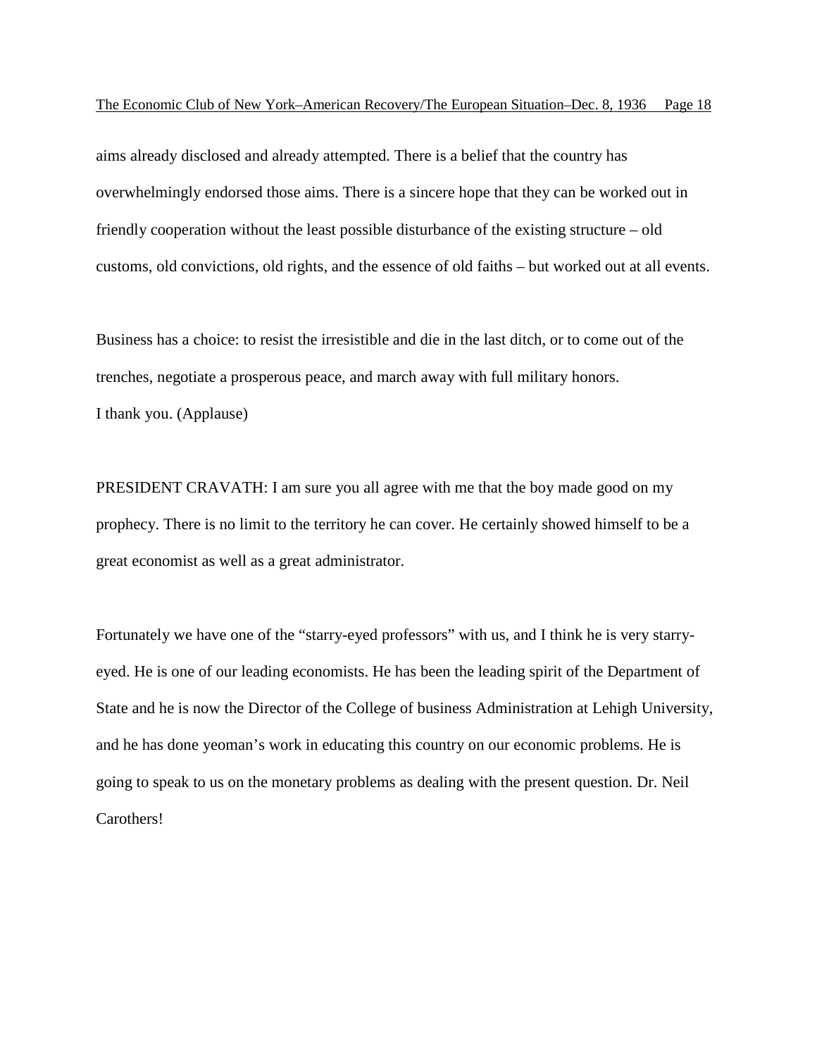aims already disclosed and already attempted. There is a belief that the country has overwhelmingly endorsed those aims. There is a sincere hope that they can be worked out in friendly cooperation without the least possible disturbance of the existing structure – old customs, old convictions, old rights, and the essence of old faiths – but worked out at all events.

Business has a choice: to resist the irresistible and die in the last ditch, or to come out of the trenches, negotiate a prosperous peace, and march away with full military honors.
I thank you. (Applause)

PRESIDENT CRAVATH: I am sure you all agree with me that the boy made good on my prophecy. There is no limit to the territory he can cover. He certainly showed himself to be a great economist as well as a great administrator.

Fortunately we have one of the "starry-eyed professors" with us, and I think he is very starry-eyed. He is one of our leading economists. He has been the leading spirit of the Department of State and he is now the Director of the College of business Administration at Lehigh University, and he has done yeoman's work in educating this country on our economic problems. He is going to speak to us on the monetary problems as dealing with the present question. Dr. Neil Carothers!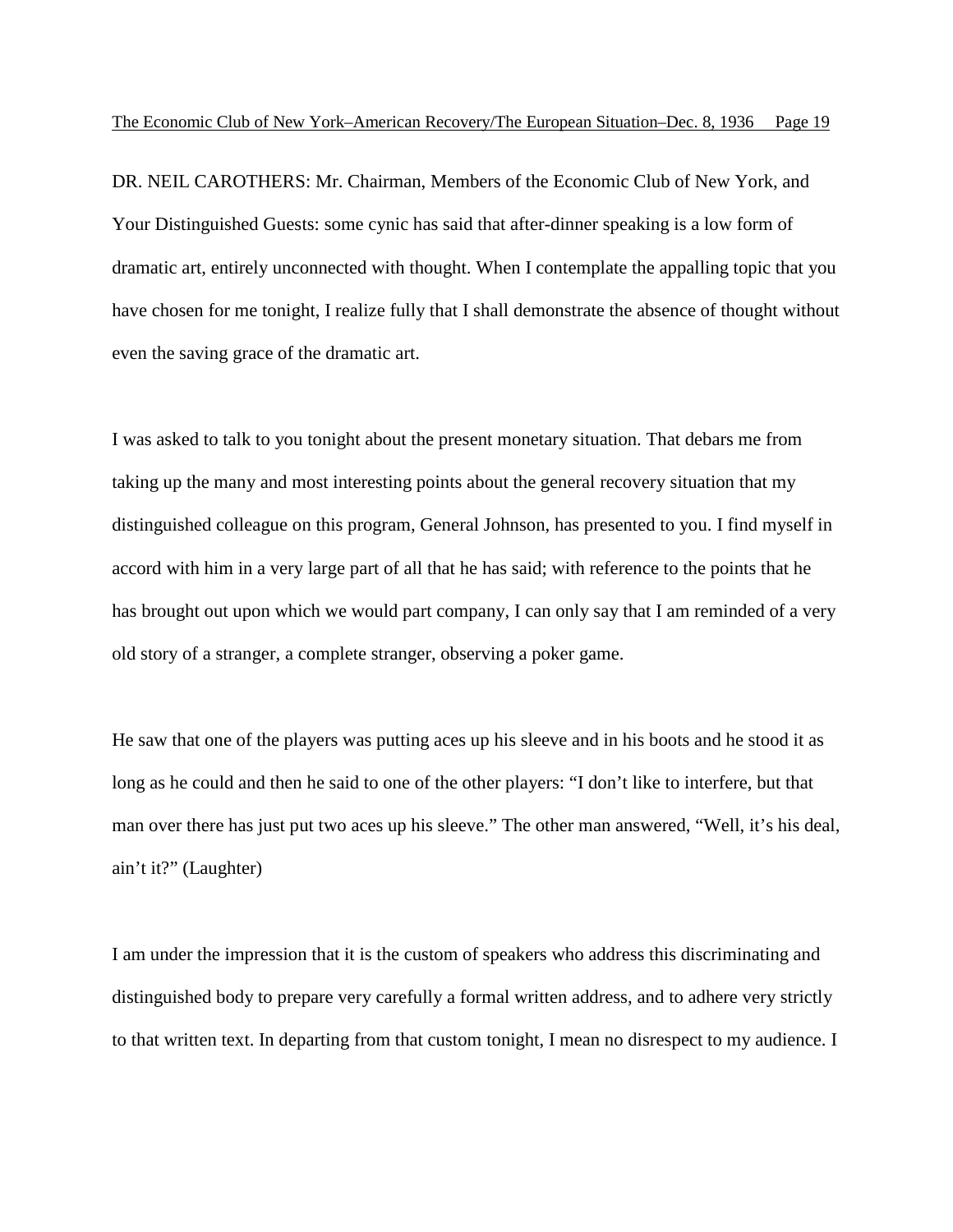DR. NEIL CAROTHERS: Mr. Chairman, Members of the Economic Club of New York, and Your Distinguished Guests: some cynic has said that after-dinner speaking is a low form of dramatic art, entirely unconnected with thought. When I contemplate the appalling topic that you have chosen for me tonight, I realize fully that I shall demonstrate the absence of thought without even the saving grace of the dramatic art.

I was asked to talk to you tonight about the present monetary situation. That debars me from taking up the many and most interesting points about the general recovery situation that my distinguished colleague on this program, General Johnson, has presented to you. I find myself in accord with him in a very large part of all that he has said; with reference to the points that he has brought out upon which we would part company, I can only say that I am reminded of a very old story of a stranger, a complete stranger, observing a poker game.

He saw that one of the players was putting aces up his sleeve and in his boots and he stood it as long as he could and then he said to one of the other players: "I don't like to interfere, but that man over there has just put two aces up his sleeve." The other man answered, "Well, it's his deal, ain't it?" (Laughter)

I am under the impression that it is the custom of speakers who address this discriminating and distinguished body to prepare very carefully a formal written address, and to adhere very strictly to that written text. In departing from that custom tonight, I mean no disrespect to my audience. I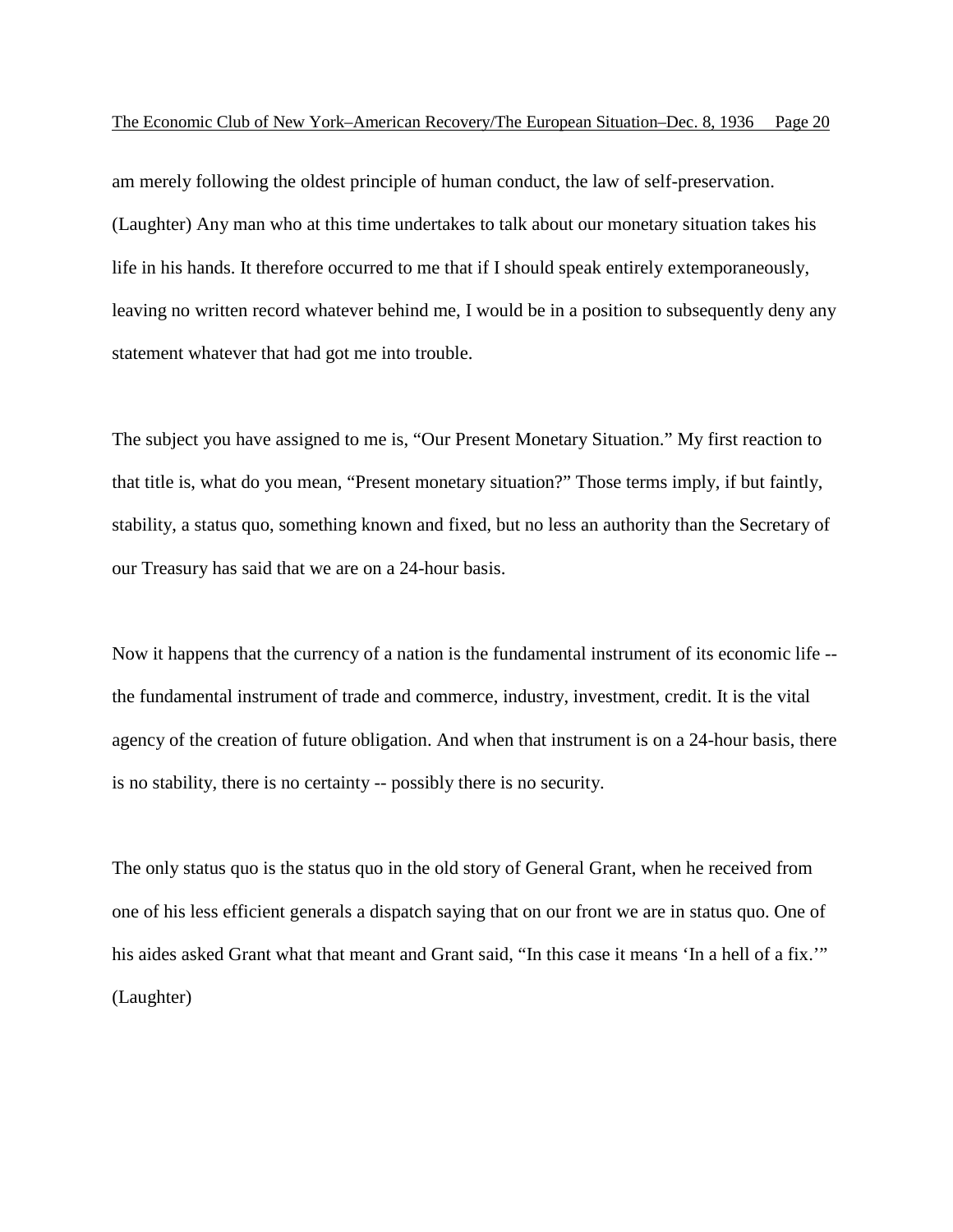am merely following the oldest principle of human conduct, the law of self-preservation. (Laughter) Any man who at this time undertakes to talk about our monetary situation takes his life in his hands. It therefore occurred to me that if I should speak entirely extemporaneously, leaving no written record whatever behind me, I would be in a position to subsequently deny any statement whatever that had got me into trouble.

The subject you have assigned to me is, "Our Present Monetary Situation." My first reaction to that title is, what do you mean, "Present monetary situation?" Those terms imply, if but faintly, stability, a status quo, something known and fixed, but no less an authority than the Secretary of our Treasury has said that we are on a 24-hour basis.

Now it happens that the currency of a nation is the fundamental instrument of its economic life -- the fundamental instrument of trade and commerce, industry, investment, credit. It is the vital agency of the creation of future obligation. And when that instrument is on a 24-hour basis, there is no stability, there is no certainty -- possibly there is no security.

The only status quo is the status quo in the old story of General Grant, when he received from one of his less efficient generals a dispatch saying that on our front we are in status quo. One of his aides asked Grant what that meant and Grant said, "In this case it means 'In a hell of a fix.'" (Laughter)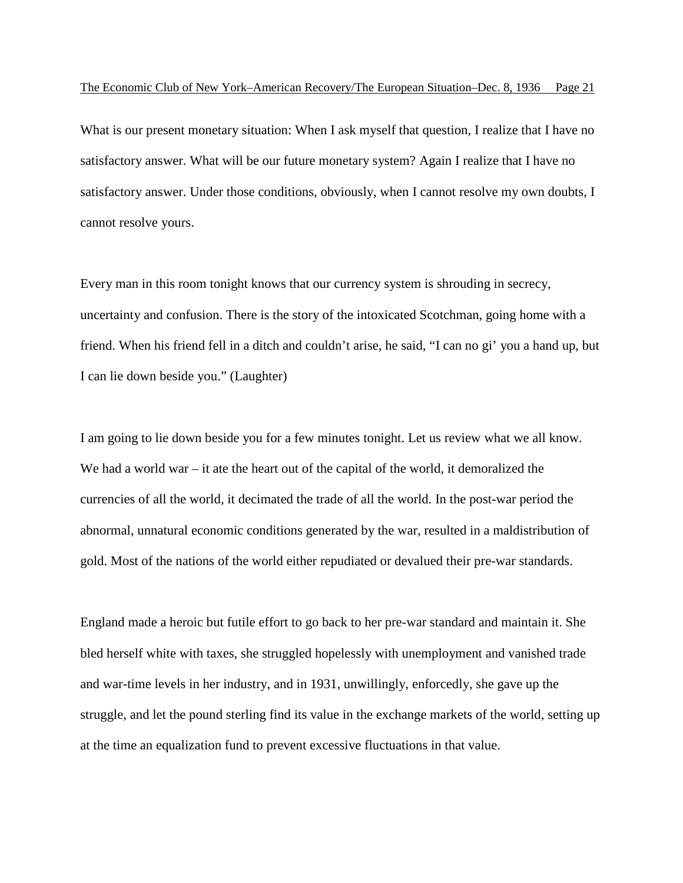What is our present monetary situation: When I ask myself that question, I realize that I have no satisfactory answer. What will be our future monetary system? Again I realize that I have no satisfactory answer. Under those conditions, obviously, when I cannot resolve my own doubts, I cannot resolve yours.

Every man in this room tonight knows that our currency system is shrouding in secrecy, uncertainty and confusion. There is the story of the intoxicated Scotchman, going home with a friend. When his friend fell in a ditch and couldn't arise, he said, "I can no gi' you a hand up, but I can lie down beside you." (Laughter)

I am going to lie down beside you for a few minutes tonight. Let us review what we all know. We had a world war – it ate the heart out of the capital of the world, it demoralized the currencies of all the world, it decimated the trade of all the world. In the post-war period the abnormal, unnatural economic conditions generated by the war, resulted in a maldistribution of gold. Most of the nations of the world either repudiated or devalued their pre-war standards.

England made a heroic but futile effort to go back to her pre-war standard and maintain it. She bled herself white with taxes, she struggled hopelessly with unemployment and vanished trade and war-time levels in her industry, and in 1931, unwillingly, enforcedly, she gave up the struggle, and let the pound sterling find its value in the exchange markets of the world, setting up at the time an equalization fund to prevent excessive fluctuations in that value.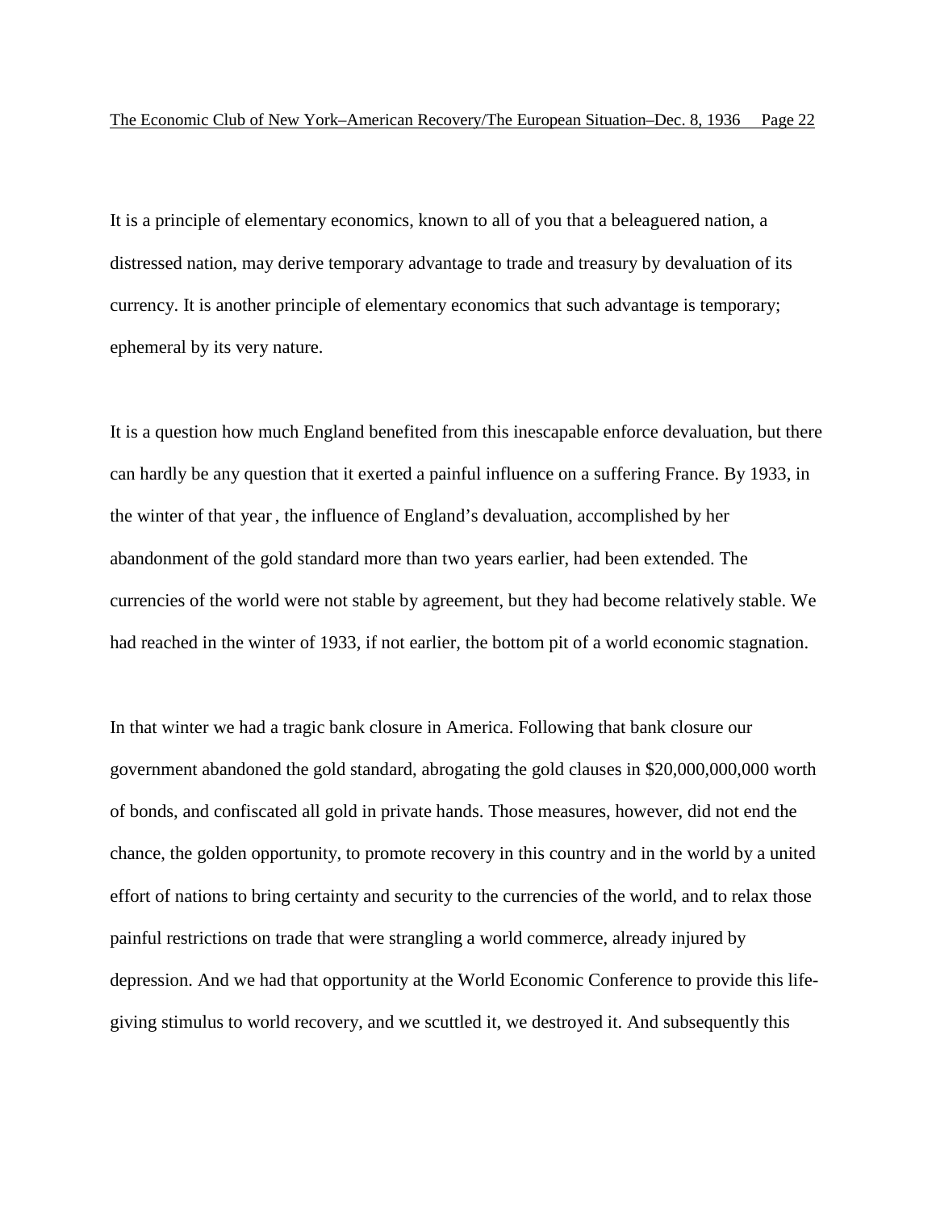It is a principle of elementary economics, known to all of you that a beleaguered nation, a distressed nation, may derive temporary advantage to trade and treasury by devaluation of its currency. It is another principle of elementary economics that such advantage is temporary; ephemeral by its very nature.

It is a question how much England benefited from this inescapable enforce devaluation, but there can hardly be any question that it exerted a painful influence on a suffering France. By 1933, in the winter of that year , the influence of England's devaluation, accomplished by her abandonment of the gold standard more than two years earlier, had been extended. The currencies of the world were not stable by agreement, but they had become relatively stable. We had reached in the winter of 1933, if not earlier, the bottom pit of a world economic stagnation.

In that winter we had a tragic bank closure in America. Following that bank closure our government abandoned the gold standard, abrogating the gold clauses in $20,000,000,000 worth of bonds, and confiscated all gold in private hands. Those measures, however, did not end the chance, the golden opportunity, to promote recovery in this country and in the world by a united effort of nations to bring certainty and security to the currencies of the world, and to relax those painful restrictions on trade that were strangling a world commerce, already injured by depression. And we had that opportunity at the World Economic Conference to provide this life-giving stimulus to world recovery, and we scuttled it, we destroyed it. And subsequently this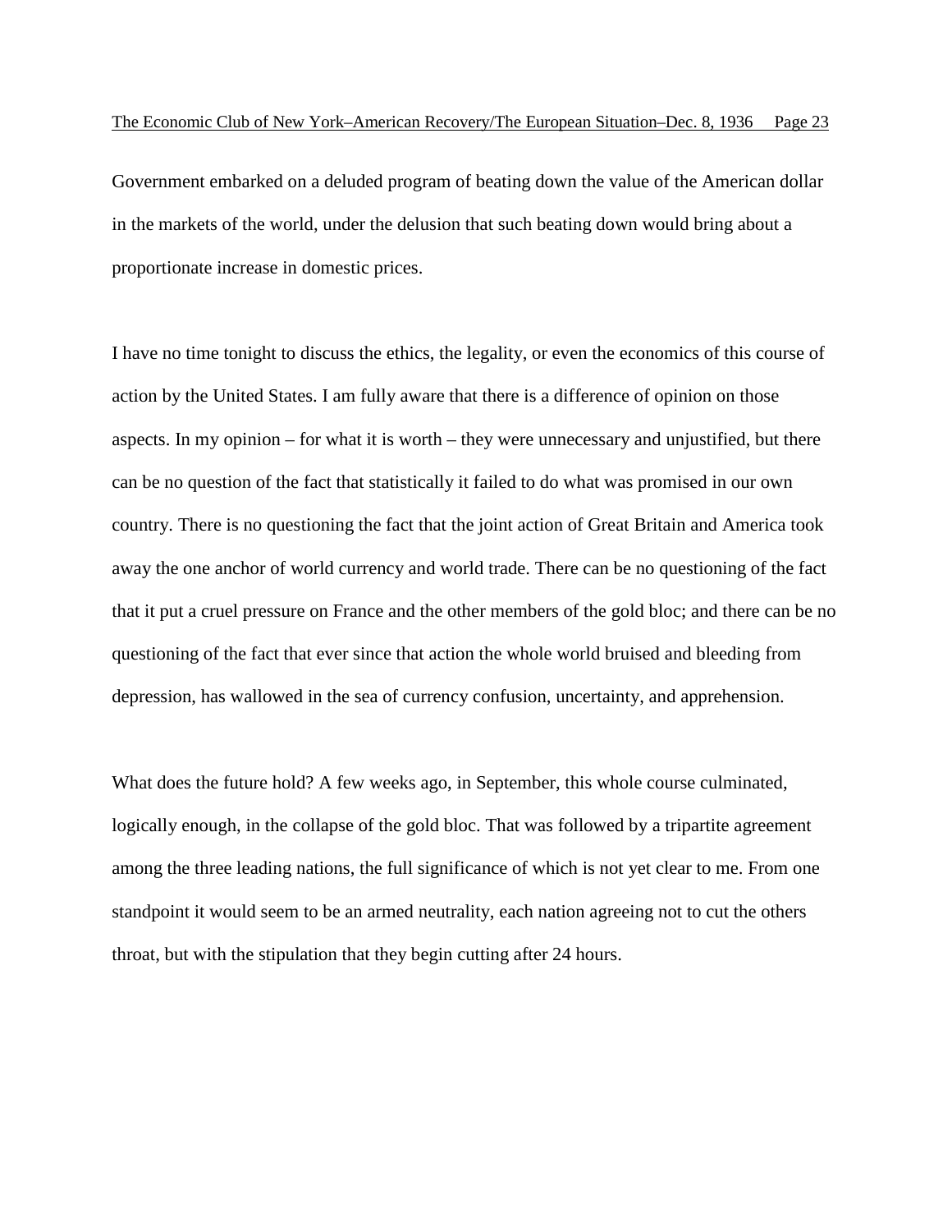Government embarked on a deluded program of beating down the value of the American dollar in the markets of the world, under the delusion that such beating down would bring about a proportionate increase in domestic prices.

I have no time tonight to discuss the ethics, the legality, or even the economics of this course of action by the United States. I am fully aware that there is a difference of opinion on those aspects. In my opinion – for what it is worth – they were unnecessary and unjustified, but there can be no question of the fact that statistically it failed to do what was promised in our own country. There is no questioning the fact that the joint action of Great Britain and America took away the one anchor of world currency and world trade. There can be no questioning of the fact that it put a cruel pressure on France and the other members of the gold bloc; and there can be no questioning of the fact that ever since that action the whole world bruised and bleeding from depression, has wallowed in the sea of currency confusion, uncertainty, and apprehension.

What does the future hold? A few weeks ago, in September, this whole course culminated, logically enough, in the collapse of the gold bloc. That was followed by a tripartite agreement among the three leading nations, the full significance of which is not yet clear to me. From one standpoint it would seem to be an armed neutrality, each nation agreeing not to cut the others throat, but with the stipulation that they begin cutting after 24 hours.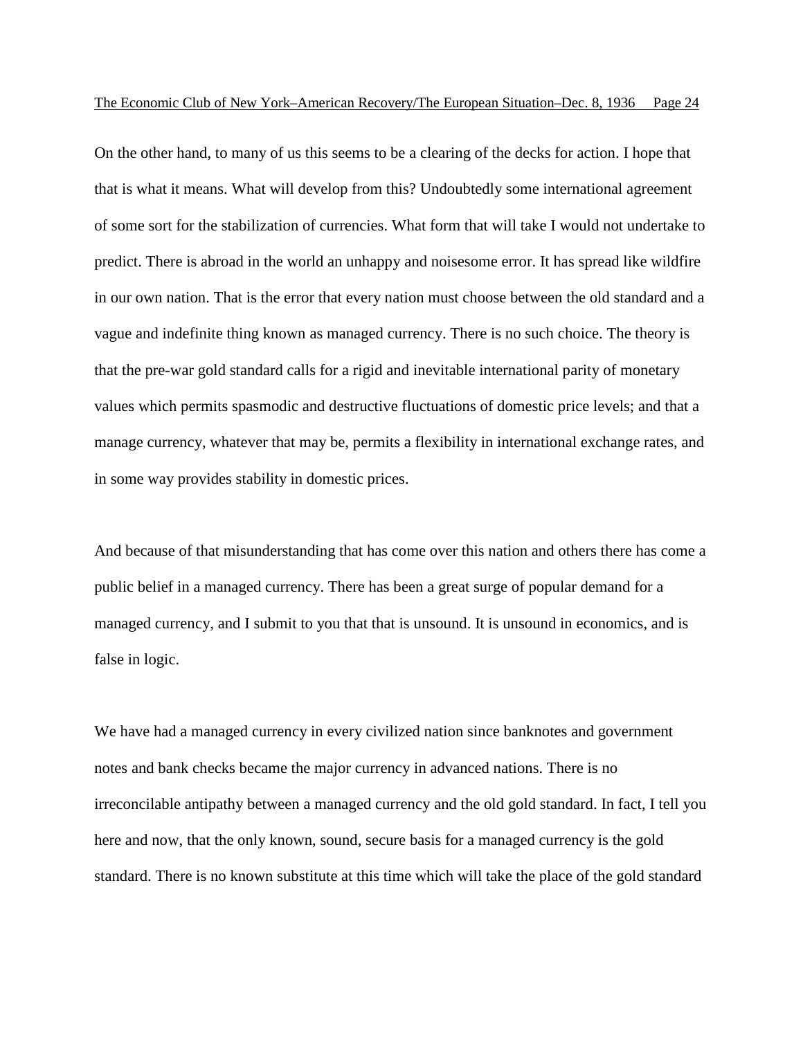On the other hand, to many of us this seems to be a clearing of the decks for action. I hope that that is what it means. What will develop from this? Undoubtedly some international agreement of some sort for the stabilization of currencies. What form that will take I would not undertake to predict. There is abroad in the world an unhappy and noisesome error. It has spread like wildfire in our own nation. That is the error that every nation must choose between the old standard and a vague and indefinite thing known as managed currency. There is no such choice. The theory is that the pre-war gold standard calls for a rigid and inevitable international parity of monetary values which permits spasmodic and destructive fluctuations of domestic price levels; and that a manage currency, whatever that may be, permits a flexibility in international exchange rates, and in some way provides stability in domestic prices.

And because of that misunderstanding that has come over this nation and others there has come a public belief in a managed currency. There has been a great surge of popular demand for a managed currency, and I submit to you that that is unsound. It is unsound in economics, and is false in logic.

We have had a managed currency in every civilized nation since banknotes and government notes and bank checks became the major currency in advanced nations. There is no irreconcilable antipathy between a managed currency and the old gold standard. In fact, I tell you here and now, that the only known, sound, secure basis for a managed currency is the gold standard. There is no known substitute at this time which will take the place of the gold standard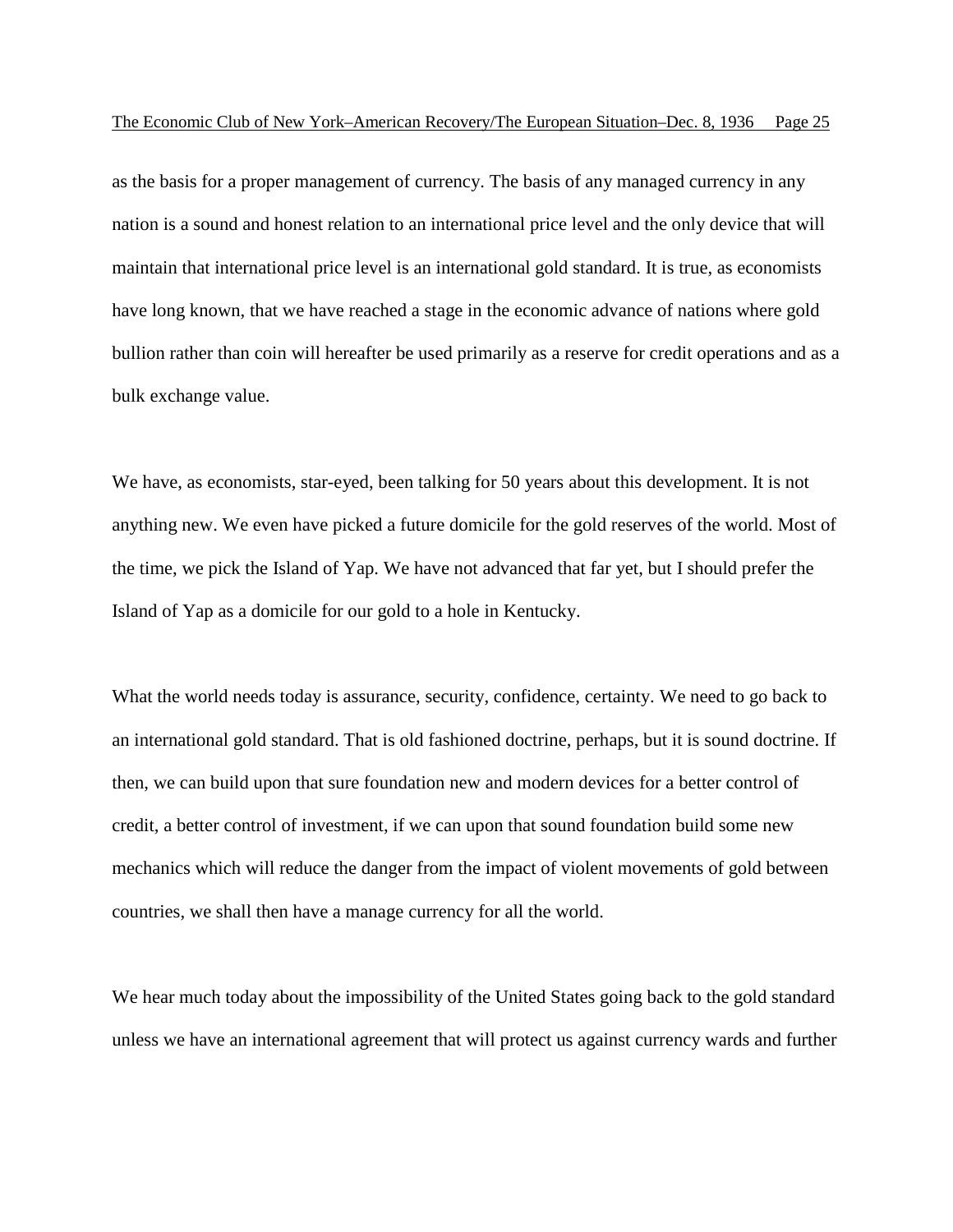as the basis for a proper management of currency. The basis of any managed currency in any nation is a sound and honest relation to an international price level and the only device that will maintain that international price level is an international gold standard. It is true, as economists have long known, that we have reached a stage in the economic advance of nations where gold bullion rather than coin will hereafter be used primarily as a reserve for credit operations and as a bulk exchange value.

We have, as economists, star-eyed, been talking for 50 years about this development. It is not anything new. We even have picked a future domicile for the gold reserves of the world. Most of the time, we pick the Island of Yap. We have not advanced that far yet, but I should prefer the Island of Yap as a domicile for our gold to a hole in Kentucky.

What the world needs today is assurance, security, confidence, certainty. We need to go back to an international gold standard. That is old fashioned doctrine, perhaps, but it is sound doctrine. If then, we can build upon that sure foundation new and modern devices for a better control of credit, a better control of investment, if we can upon that sound foundation build some new mechanics which will reduce the danger from the impact of violent movements of gold between countries, we shall then have a manage currency for all the world.

We hear much today about the impossibility of the United States going back to the gold standard unless we have an international agreement that will protect us against currency wards and further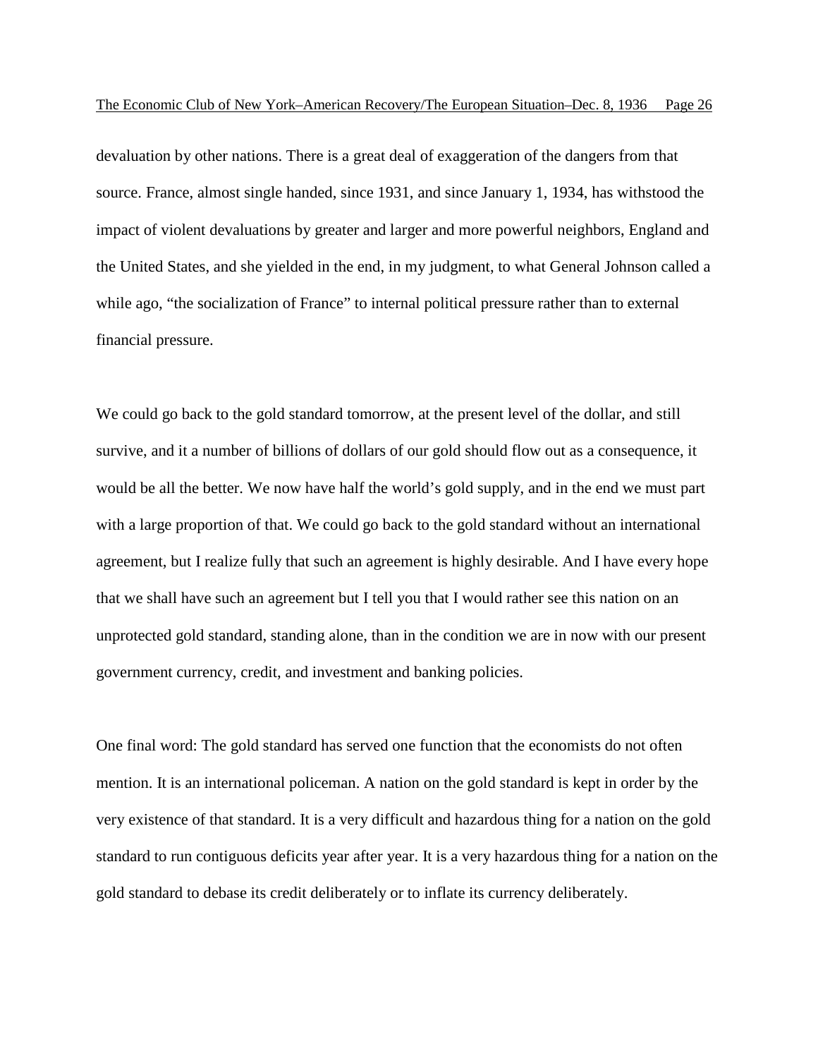devaluation by other nations. There is a great deal of exaggeration of the dangers from that source. France, almost single handed, since 1931, and since January 1, 1934, has withstood the impact of violent devaluations by greater and larger and more powerful neighbors, England and the United States, and she yielded in the end, in my judgment, to what General Johnson called a while ago, "the socialization of France" to internal political pressure rather than to external financial pressure.

We could go back to the gold standard tomorrow, at the present level of the dollar, and still survive, and it a number of billions of dollars of our gold should flow out as a consequence, it would be all the better. We now have half the world's gold supply, and in the end we must part with a large proportion of that. We could go back to the gold standard without an international agreement, but I realize fully that such an agreement is highly desirable. And I have every hope that we shall have such an agreement but I tell you that I would rather see this nation on an unprotected gold standard, standing alone, than in the condition we are in now with our present government currency, credit, and investment and banking policies.

One final word: The gold standard has served one function that the economists do not often mention. It is an international policeman. A nation on the gold standard is kept in order by the very existence of that standard. It is a very difficult and hazardous thing for a nation on the gold standard to run contiguous deficits year after year. It is a very hazardous thing for a nation on the gold standard to debase its credit deliberately or to inflate its currency deliberately.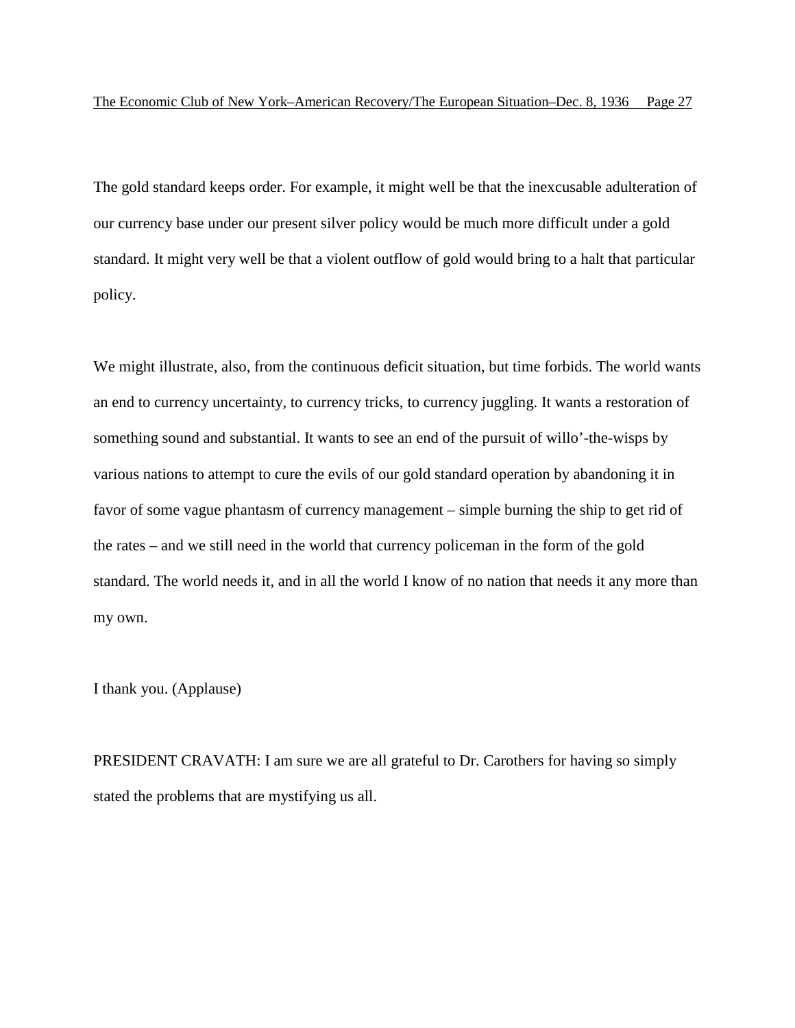The gold standard keeps order. For example, it might well be that the inexcusable adulteration of our currency base under our present silver policy would be much more difficult under a gold standard. It might very well be that a violent outflow of gold would bring to a halt that particular policy.

We might illustrate, also, from the continuous deficit situation, but time forbids. The world wants an end to currency uncertainty, to currency tricks, to currency juggling. It wants a restoration of something sound and substantial. It wants to see an end of the pursuit of willo'-the-wisps by various nations to attempt to cure the evils of our gold standard operation by abandoning it in favor of some vague phantasm of currency management – simple burning the ship to get rid of the rates – and we still need in the world that currency policeman in the form of the gold standard. The world needs it, and in all the world I know of no nation that needs it any more than my own.

I thank you. (Applause)

PRESIDENT CRAVATH: I am sure we are all grateful to Dr. Carothers for having so simply stated the problems that are mystifying us all.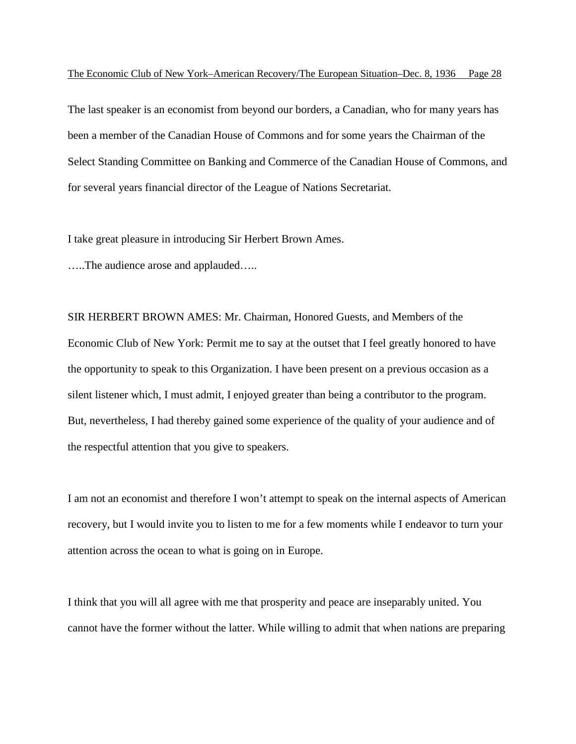The last speaker is an economist from beyond our borders, a Canadian, who for many years has been a member of the Canadian House of Commons and for some years the Chairman of the Select Standing Committee on Banking and Commerce of the Canadian House of Commons, and for several years financial director of the League of Nations Secretariat.

I take great pleasure in introducing Sir Herbert Brown Ames.

…..The audience arose and applauded…..

SIR HERBERT BROWN AMES: Mr. Chairman, Honored Guests, and Members of the Economic Club of New York: Permit me to say at the outset that I feel greatly honored to have the opportunity to speak to this Organization. I have been present on a previous occasion as a silent listener which, I must admit, I enjoyed greater than being a contributor to the program. But, nevertheless, I had thereby gained some experience of the quality of your audience and of the respectful attention that you give to speakers.

I am not an economist and therefore I won't attempt to speak on the internal aspects of American recovery, but I would invite you to listen to me for a few moments while I endeavor to turn your attention across the ocean to what is going on in Europe.

I think that you will all agree with me that prosperity and peace are inseparably united. You cannot have the former without the latter. While willing to admit that when nations are preparing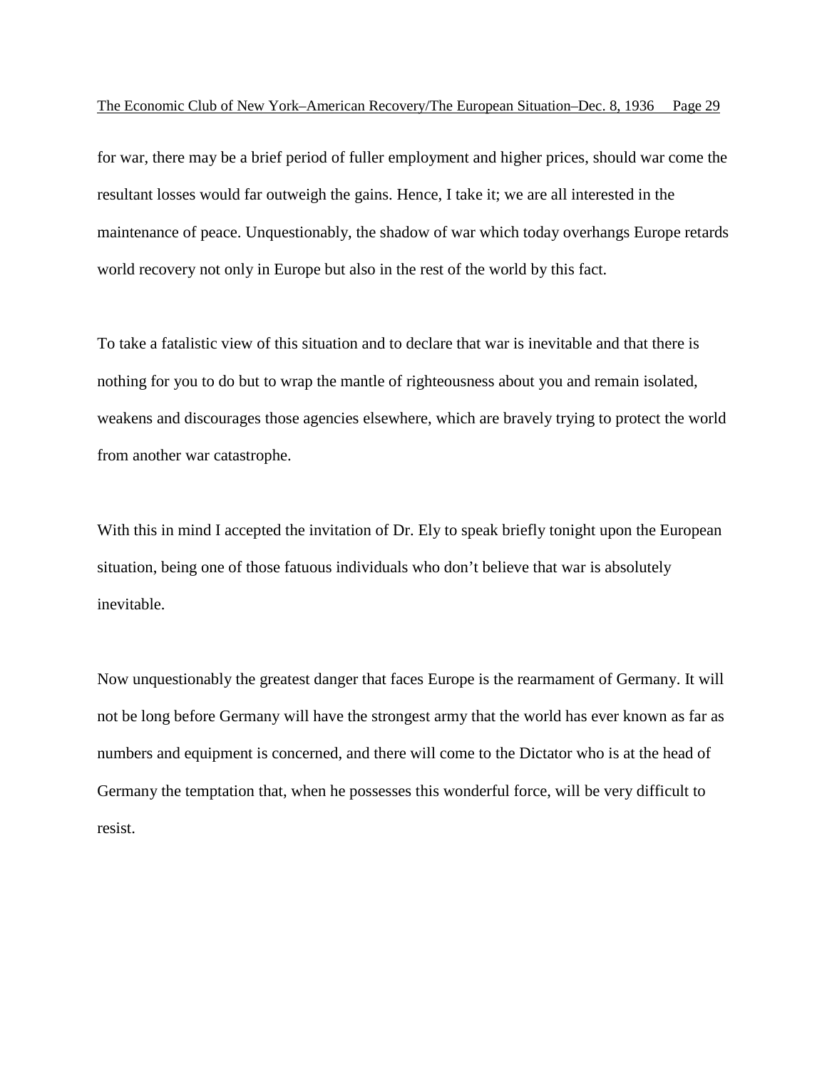for war, there may be a brief period of fuller employment and higher prices, should war come the resultant losses would far outweigh the gains. Hence, I take it; we are all interested in the maintenance of peace. Unquestionably, the shadow of war which today overhangs Europe retards world recovery not only in Europe but also in the rest of the world by this fact.

To take a fatalistic view of this situation and to declare that war is inevitable and that there is nothing for you to do but to wrap the mantle of righteousness about you and remain isolated, weakens and discourages those agencies elsewhere, which are bravely trying to protect the world from another war catastrophe.

With this in mind I accepted the invitation of Dr. Ely to speak briefly tonight upon the European situation, being one of those fatuous individuals who don't believe that war is absolutely inevitable.

Now unquestionably the greatest danger that faces Europe is the rearmament of Germany. It will not be long before Germany will have the strongest army that the world has ever known as far as numbers and equipment is concerned, and there will come to the Dictator who is at the head of Germany the temptation that, when he possesses this wonderful force, will be very difficult to resist.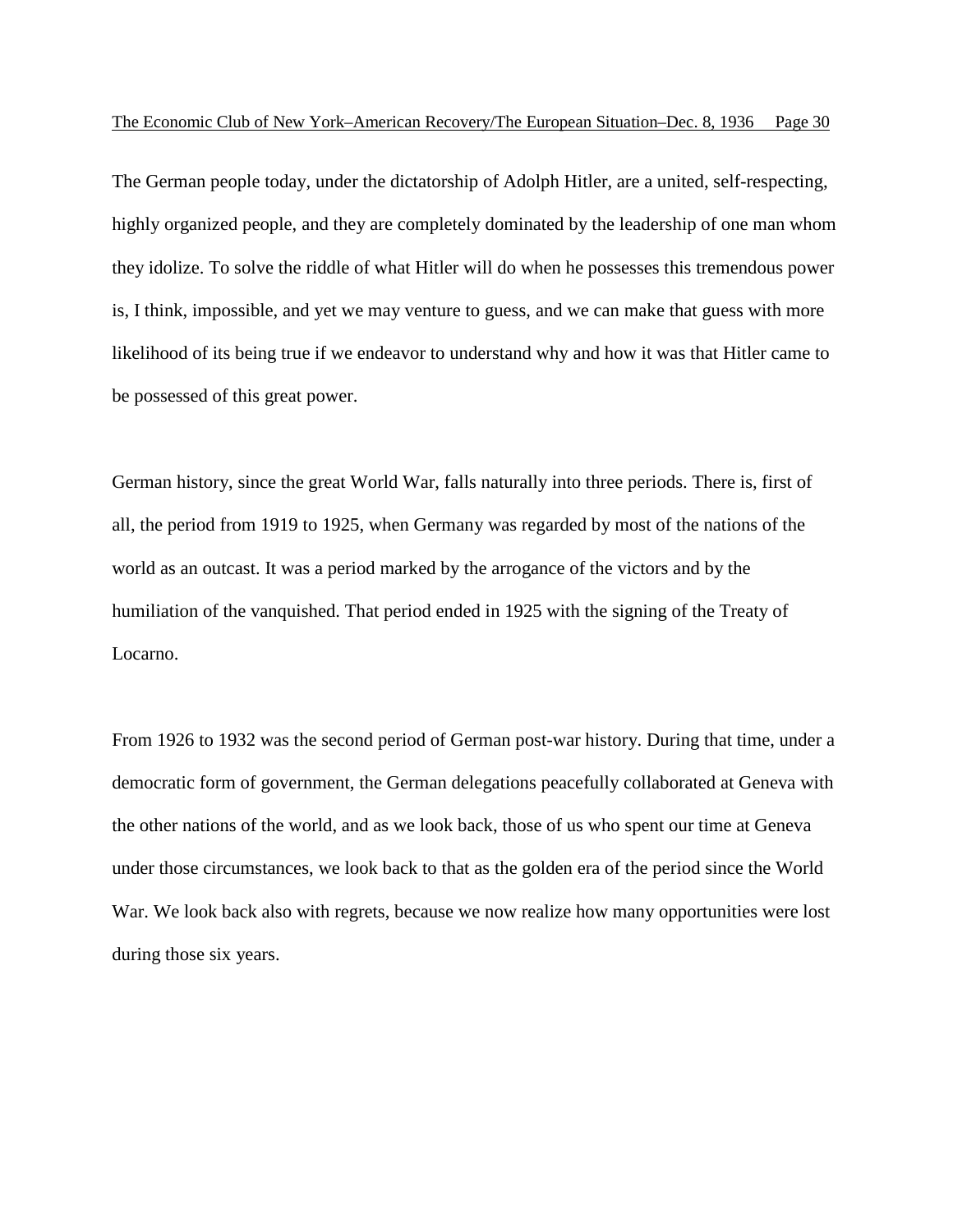The German people today, under the dictatorship of Adolph Hitler, are a united, self-respecting, highly organized people, and they are completely dominated by the leadership of one man whom they idolize. To solve the riddle of what Hitler will do when he possesses this tremendous power is, I think, impossible, and yet we may venture to guess, and we can make that guess with more likelihood of its being true if we endeavor to understand why and how it was that Hitler came to be possessed of this great power.

German history, since the great World War, falls naturally into three periods. There is, first of all, the period from 1919 to 1925, when Germany was regarded by most of the nations of the world as an outcast. It was a period marked by the arrogance of the victors and by the humiliation of the vanquished. That period ended in 1925 with the signing of the Treaty of Locarno.

From 1926 to 1932 was the second period of German post-war history. During that time, under a democratic form of government, the German delegations peacefully collaborated at Geneva with the other nations of the world, and as we look back, those of us who spent our time at Geneva under those circumstances, we look back to that as the golden era of the period since the World War. We look back also with regrets, because we now realize how many opportunities were lost during those six years.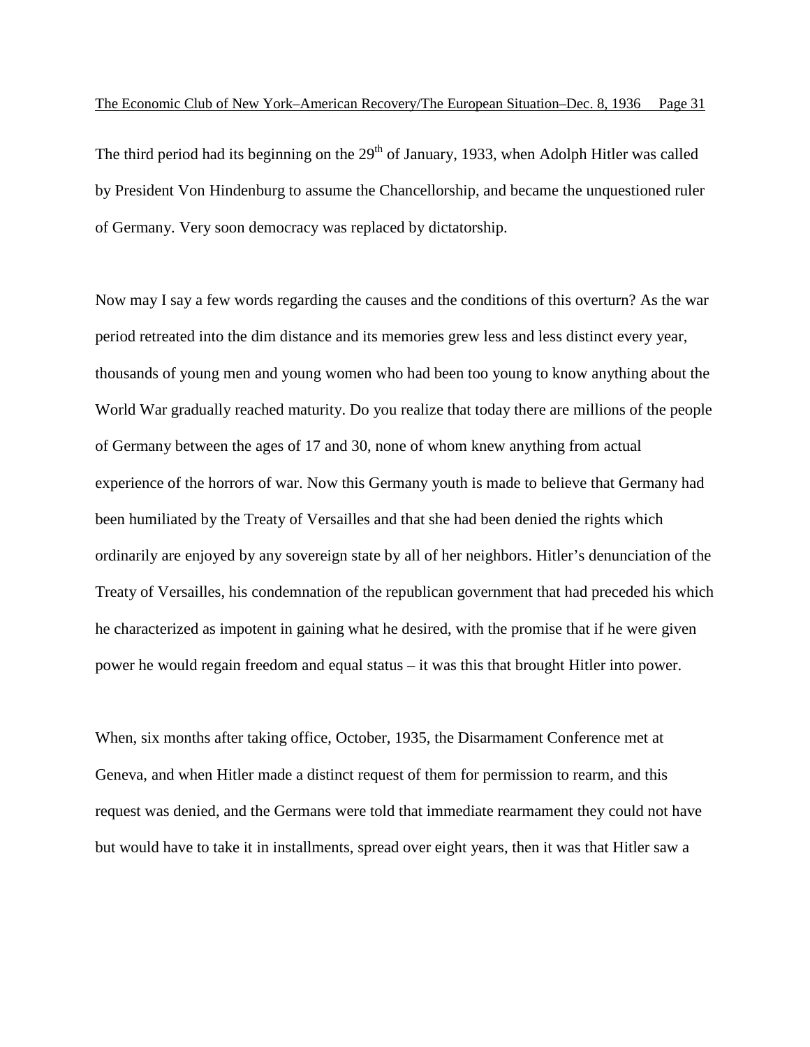The third period had its beginning on the 29th of January, 1933, when Adolph Hitler was called by President Von Hindenburg to assume the Chancellorship, and became the unquestioned ruler of Germany. Very soon democracy was replaced by dictatorship.

Now may I say a few words regarding the causes and the conditions of this overturn? As the war period retreated into the dim distance and its memories grew less and less distinct every year, thousands of young men and young women who had been too young to know anything about the World War gradually reached maturity. Do you realize that today there are millions of the people of Germany between the ages of 17 and 30, none of whom knew anything from actual experience of the horrors of war. Now this Germany youth is made to believe that Germany had been humiliated by the Treaty of Versailles and that she had been denied the rights which ordinarily are enjoyed by any sovereign state by all of her neighbors. Hitler's denunciation of the Treaty of Versailles, his condemnation of the republican government that had preceded his which he characterized as impotent in gaining what he desired, with the promise that if he were given power he would regain freedom and equal status – it was this that brought Hitler into power.

When, six months after taking office, October, 1935, the Disarmament Conference met at Geneva, and when Hitler made a distinct request of them for permission to rearm, and this request was denied, and the Germans were told that immediate rearmament they could not have but would have to take it in installments, spread over eight years, then it was that Hitler saw a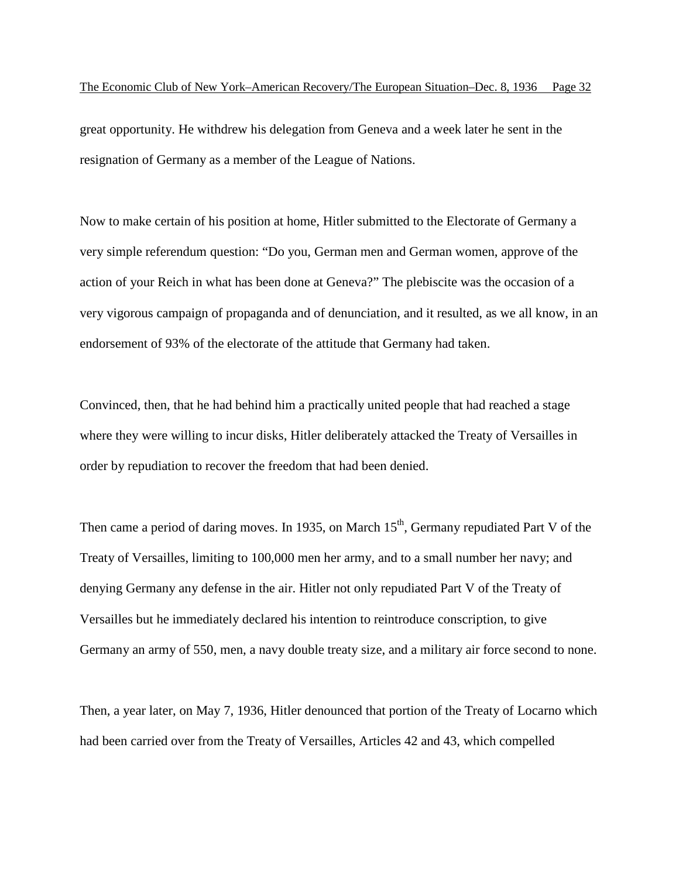great opportunity. He withdrew his delegation from Geneva and a week later he sent in the resignation of Germany as a member of the League of Nations.

Now to make certain of his position at home, Hitler submitted to the Electorate of Germany a very simple referendum question: "Do you, German men and German women, approve of the action of your Reich in what has been done at Geneva?" The plebiscite was the occasion of a very vigorous campaign of propaganda and of denunciation, and it resulted, as we all know, in an endorsement of 93% of the electorate of the attitude that Germany had taken.

Convinced, then, that he had behind him a practically united people that had reached a stage where they were willing to incur disks, Hitler deliberately attacked the Treaty of Versailles in order by repudiation to recover the freedom that had been denied.

Then came a period of daring moves. In 1935, on March 15th, Germany repudiated Part V of the Treaty of Versailles, limiting to 100,000 men her army, and to a small number her navy; and denying Germany any defense in the air. Hitler not only repudiated Part V of the Treaty of Versailles but he immediately declared his intention to reintroduce conscription, to give Germany an army of 550, men, a navy double treaty size, and a military air force second to none.

Then, a year later, on May 7, 1936, Hitler denounced that portion of the Treaty of Locarno which had been carried over from the Treaty of Versailles, Articles 42 and 43, which compelled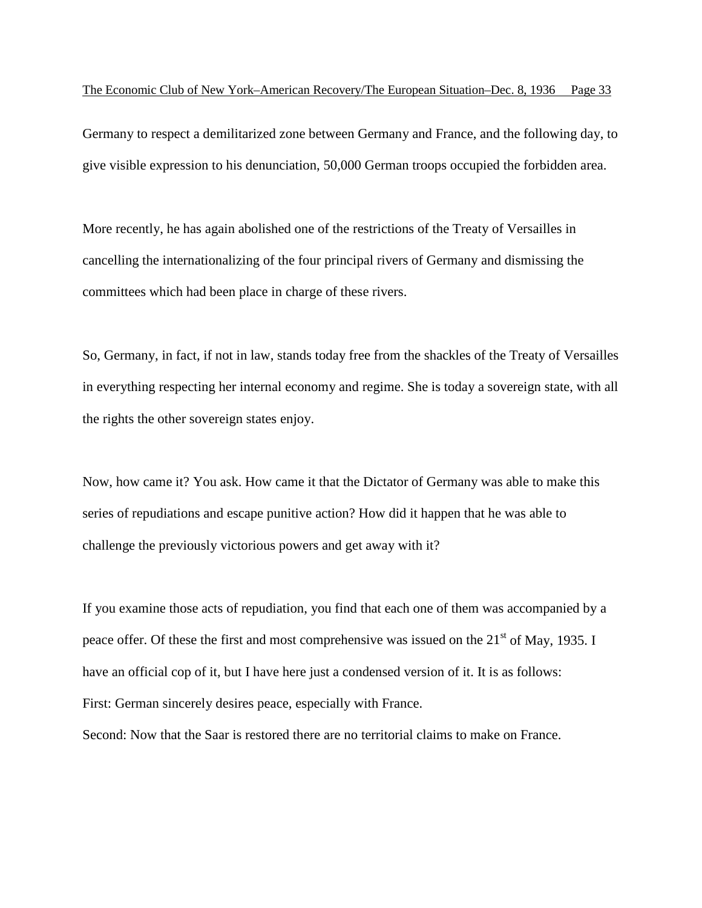Germany to respect a demilitarized zone between Germany and France, and the following day, to give visible expression to his denunciation, 50,000 German troops occupied the forbidden area.

More recently, he has again abolished one of the restrictions of the Treaty of Versailles in cancelling the internationalizing of the four principal rivers of Germany and dismissing the committees which had been place in charge of these rivers.

So, Germany, in fact, if not in law, stands today free from the shackles of the Treaty of Versailles in everything respecting her internal economy and regime. She is today a sovereign state, with all the rights the other sovereign states enjoy.

Now, how came it? You ask. How came it that the Dictator of Germany was able to make this series of repudiations and escape punitive action? How did it happen that he was able to challenge the previously victorious powers and get away with it?

If you examine those acts of repudiation, you find that each one of them was accompanied by a peace offer. Of these the first and most comprehensive was issued on the 21st of May, 1935. I have an official cop of it, but I have here just a condensed version of it. It is as follows:
First: German sincerely desires peace, especially with France.
Second: Now that the Saar is restored there are no territorial claims to make on France.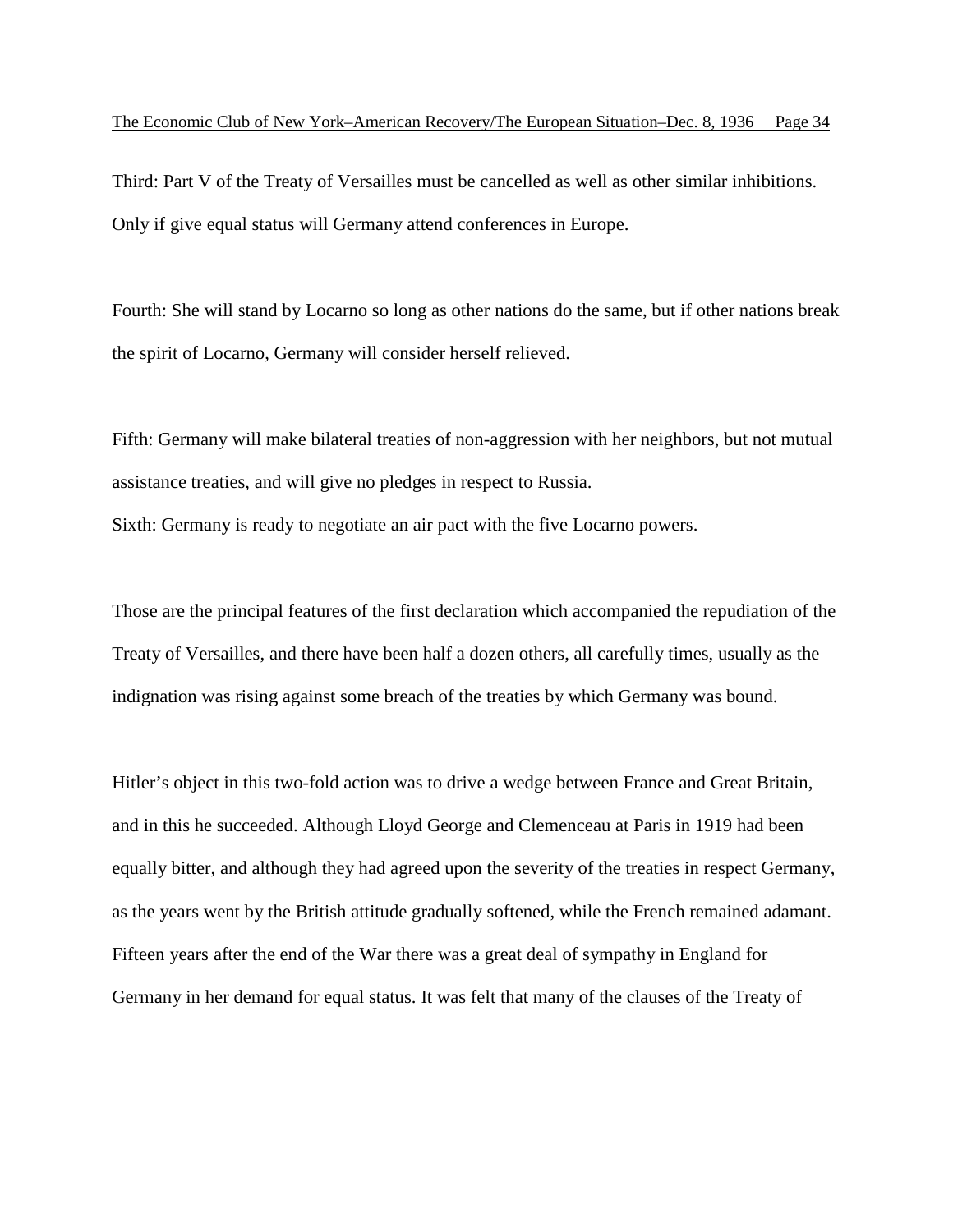Third: Part V of the Treaty of Versailles must be cancelled as well as other similar inhibitions. Only if give equal status will Germany attend conferences in Europe.

Fourth: She will stand by Locarno so long as other nations do the same, but if other nations break the spirit of Locarno, Germany will consider herself relieved.

Fifth: Germany will make bilateral treaties of non-aggression with her neighbors, but not mutual assistance treaties, and will give no pledges in respect to Russia.

Sixth: Germany is ready to negotiate an air pact with the five Locarno powers.

Those are the principal features of the first declaration which accompanied the repudiation of the Treaty of Versailles, and there have been half a dozen others, all carefully times, usually as the indignation was rising against some breach of the treaties by which Germany was bound.

Hitler's object in this two-fold action was to drive a wedge between France and Great Britain, and in this he succeeded. Although Lloyd George and Clemenceau at Paris in 1919 had been equally bitter, and although they had agreed upon the severity of the treaties in respect Germany, as the years went by the British attitude gradually softened, while the French remained adamant. Fifteen years after the end of the War there was a great deal of sympathy in England for Germany in her demand for equal status. It was felt that many of the clauses of the Treaty of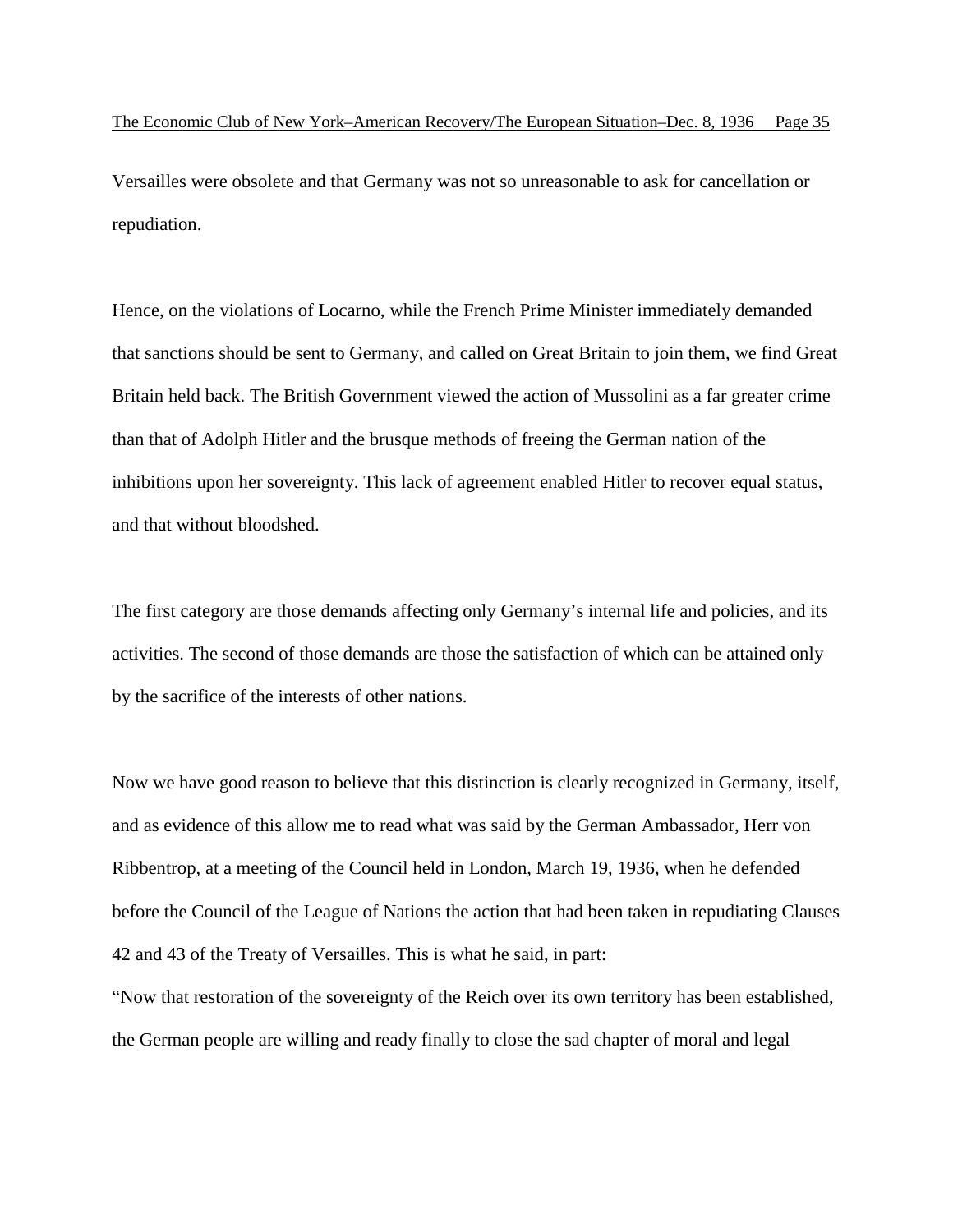Versailles were obsolete and that Germany was not so unreasonable to ask for cancellation or repudiation.

Hence, on the violations of Locarno, while the French Prime Minister immediately demanded that sanctions should be sent to Germany, and called on Great Britain to join them, we find Great Britain held back. The British Government viewed the action of Mussolini as a far greater crime than that of Adolph Hitler and the brusque methods of freeing the German nation of the inhibitions upon her sovereignty. This lack of agreement enabled Hitler to recover equal status, and that without bloodshed.

The first category are those demands affecting only Germany's internal life and policies, and its activities. The second of those demands are those the satisfaction of which can be attained only by the sacrifice of the interests of other nations.

Now we have good reason to believe that this distinction is clearly recognized in Germany, itself, and as evidence of this allow me to read what was said by the German Ambassador, Herr von Ribbentrop, at a meeting of the Council held in London, March 19, 1936, when he defended before the Council of the League of Nations the action that had been taken in repudiating Clauses 42 and 43 of the Treaty of Versailles. This is what he said, in part:

"Now that restoration of the sovereignty of the Reich over its own territory has been established, the German people are willing and ready finally to close the sad chapter of moral and legal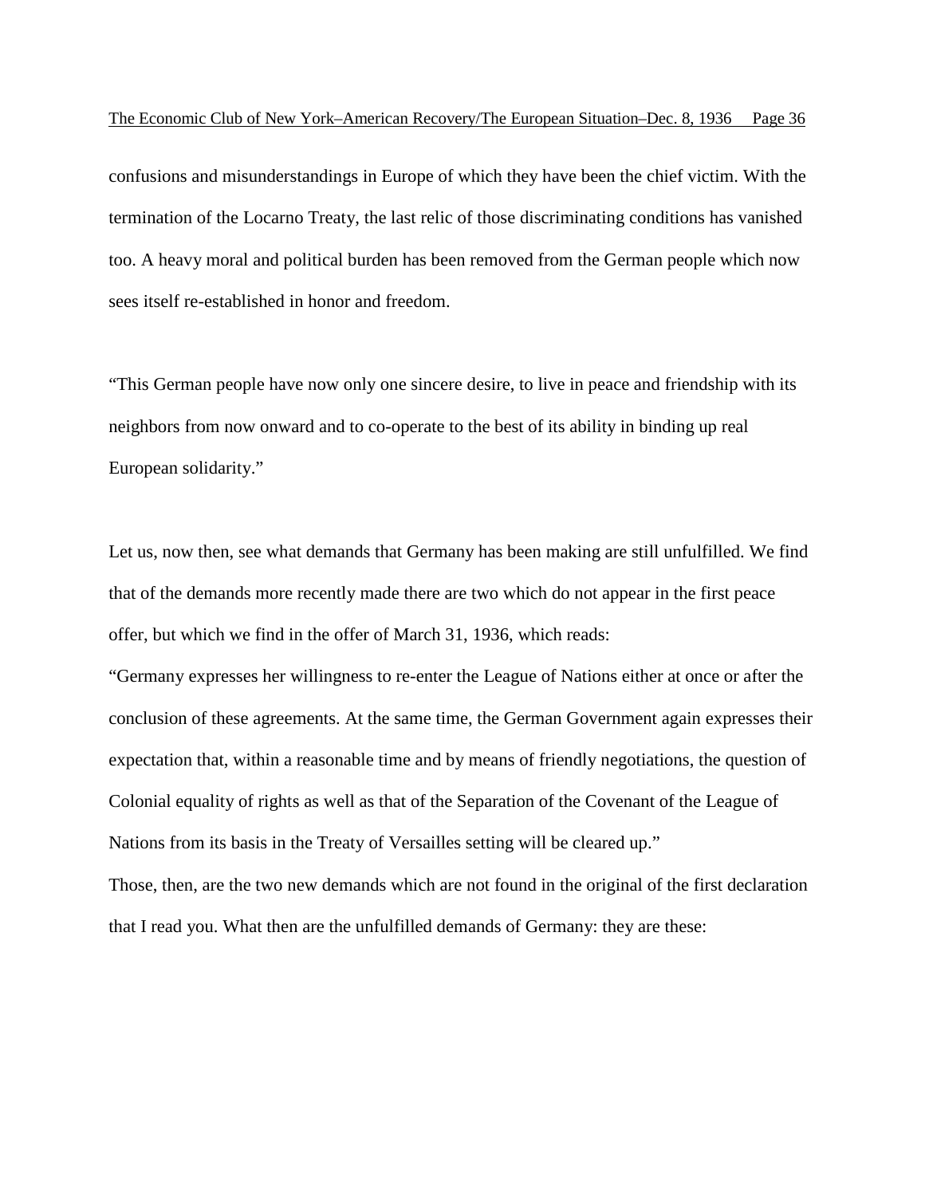confusions and misunderstandings in Europe of which they have been the chief victim. With the termination of the Locarno Treaty, the last relic of those discriminating conditions has vanished too. A heavy moral and political burden has been removed from the German people which now sees itself re-established in honor and freedom.

"This German people have now only one sincere desire, to live in peace and friendship with its neighbors from now onward and to co-operate to the best of its ability in binding up real European solidarity."

Let us, now then, see what demands that Germany has been making are still unfulfilled. We find that of the demands more recently made there are two which do not appear in the first peace offer, but which we find in the offer of March 31, 1936, which reads:

"Germany expresses her willingness to re-enter the League of Nations either at once or after the conclusion of these agreements. At the same time, the German Government again expresses their expectation that, within a reasonable time and by means of friendly negotiations, the question of Colonial equality of rights as well as that of the Separation of the Covenant of the League of Nations from its basis in the Treaty of Versailles setting will be cleared up."

Those, then, are the two new demands which are not found in the original of the first declaration that I read you. What then are the unfulfilled demands of Germany: they are these: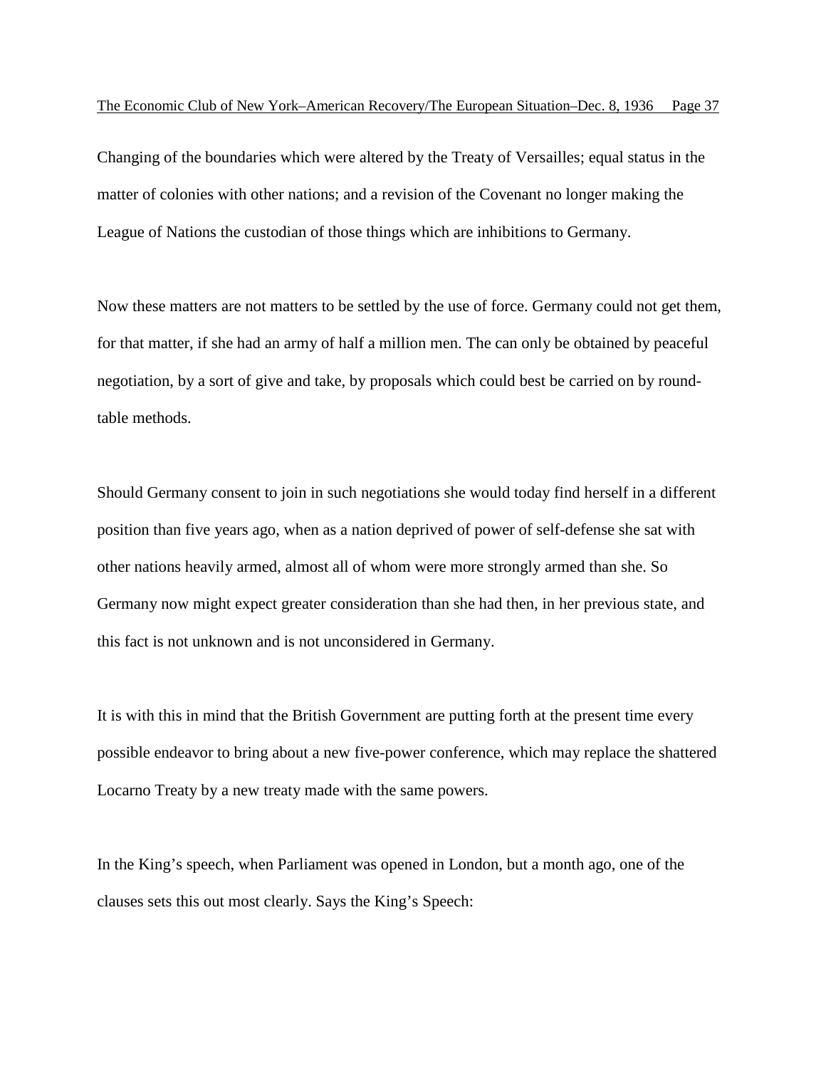Changing of the boundaries which were altered by the Treaty of Versailles; equal status in the matter of colonies with other nations; and a revision of the Covenant no longer making the League of Nations the custodian of those things which are inhibitions to Germany.

Now these matters are not matters to be settled by the use of force. Germany could not get them, for that matter, if she had an army of half a million men. The can only be obtained by peaceful negotiation, by a sort of give and take, by proposals which could best be carried on by round-table methods.

Should Germany consent to join in such negotiations she would today find herself in a different position than five years ago, when as a nation deprived of power of self-defense she sat with other nations heavily armed, almost all of whom were more strongly armed than she. So Germany now might expect greater consideration than she had then, in her previous state, and this fact is not unknown and is not unconsidered in Germany.

It is with this in mind that the British Government are putting forth at the present time every possible endeavor to bring about a new five-power conference, which may replace the shattered Locarno Treaty by a new treaty made with the same powers.

In the King's speech, when Parliament was opened in London, but a month ago, one of the clauses sets this out most clearly. Says the King's Speech: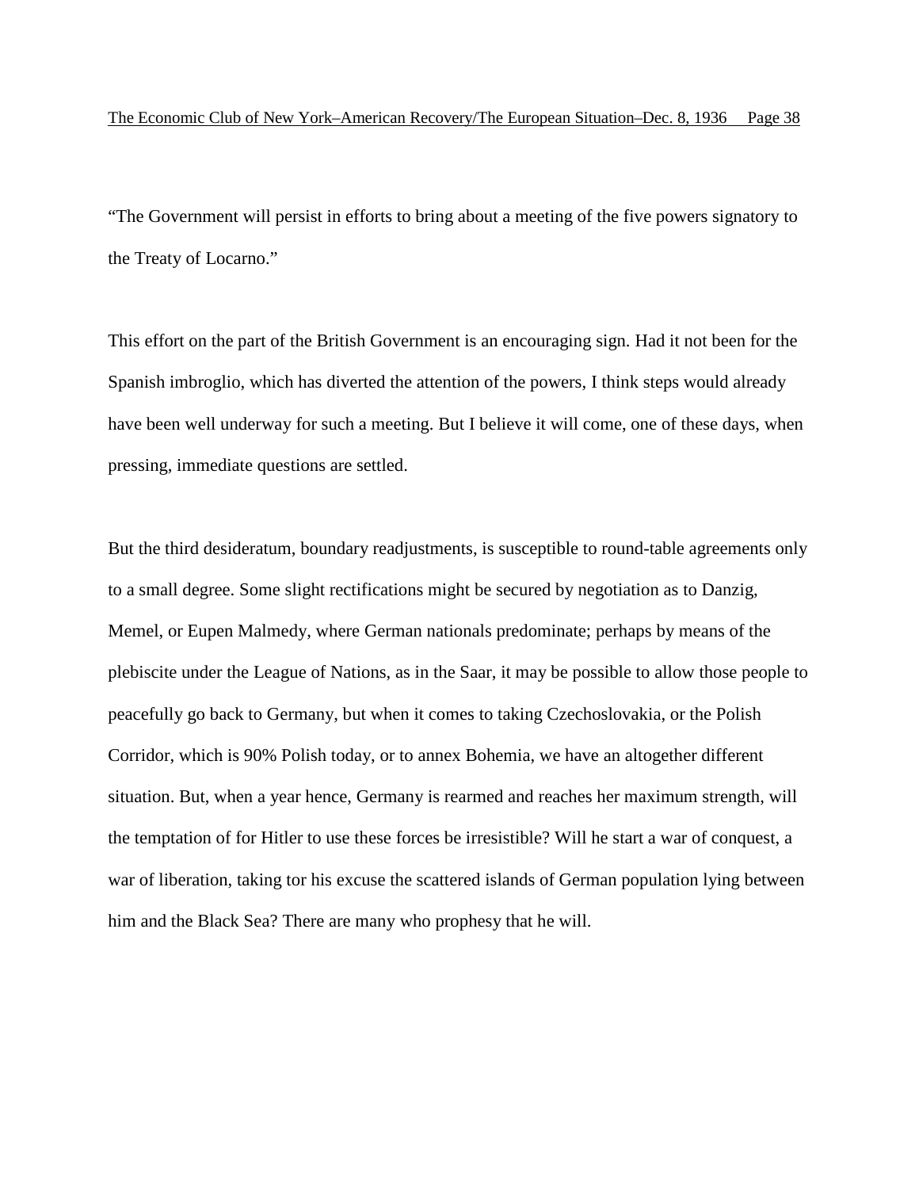“The Government will persist in efforts to bring about a meeting of the five powers signatory to the Treaty of Locarno.”

This effort on the part of the British Government is an encouraging sign. Had it not been for the Spanish imbroglio, which has diverted the attention of the powers, I think steps would already have been well underway for such a meeting. But I believe it will come, one of these days, when pressing, immediate questions are settled.

But the third desideratum, boundary readjustments, is susceptible to round-table agreements only to a small degree. Some slight rectifications might be secured by negotiation as to Danzig, Memel, or Eupen Malmedy, where German nationals predominate; perhaps by means of the plebiscite under the League of Nations, as in the Saar, it may be possible to allow those people to peacefully go back to Germany, but when it comes to taking Czechoslovakia, or the Polish Corridor, which is 90% Polish today, or to annex Bohemia, we have an altogether different situation. But, when a year hence, Germany is rearmed and reaches her maximum strength, will the temptation of for Hitler to use these forces be irresistible? Will he start a war of conquest, a war of liberation, taking tor his excuse the scattered islands of German population lying between him and the Black Sea? There are many who prophesy that he will.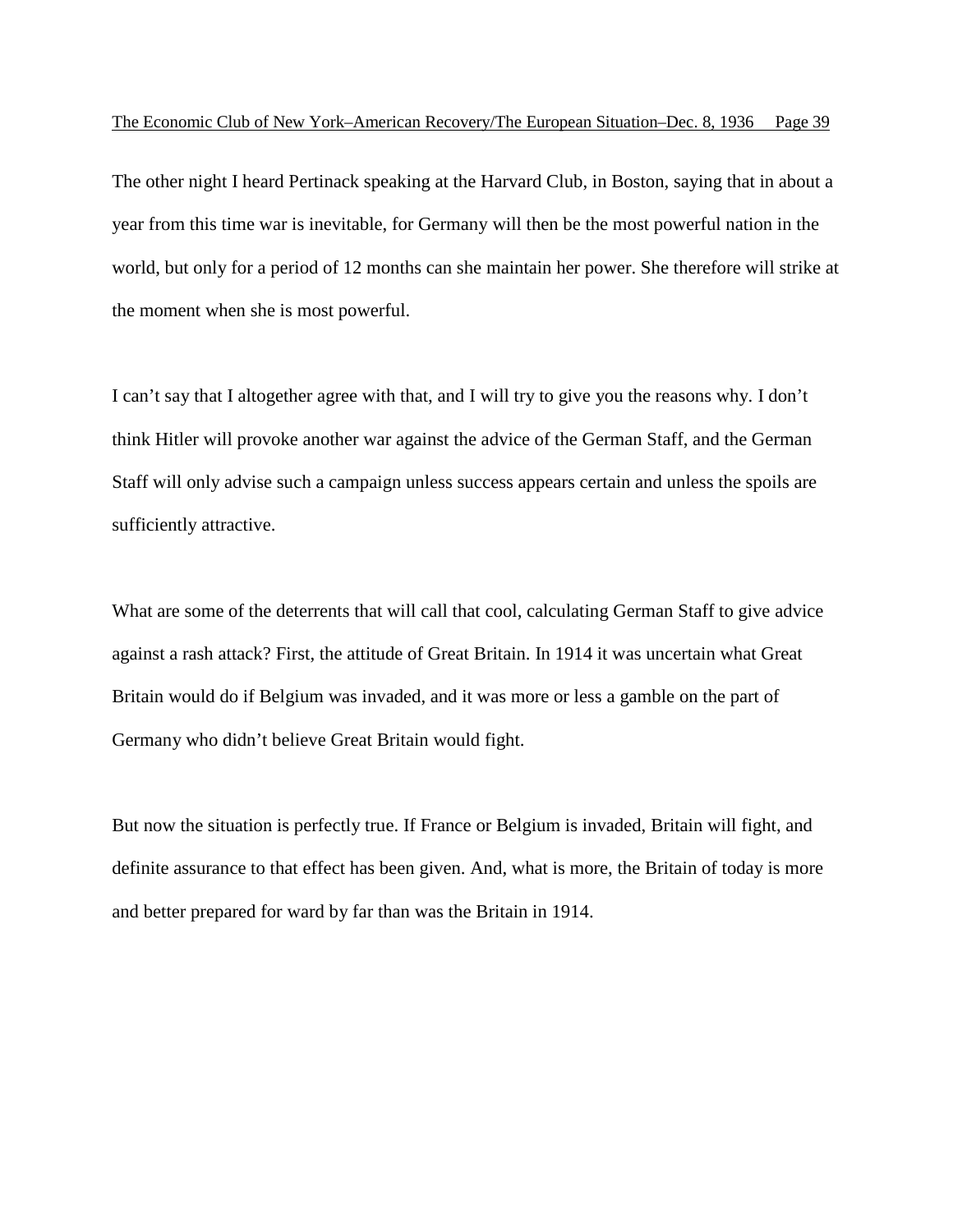The other night I heard Pertinack speaking at the Harvard Club, in Boston, saying that in about a year from this time war is inevitable, for Germany will then be the most powerful nation in the world, but only for a period of 12 months can she maintain her power. She therefore will strike at the moment when she is most powerful.

I can't say that I altogether agree with that, and I will try to give you the reasons why. I don't think Hitler will provoke another war against the advice of the German Staff, and the German Staff will only advise such a campaign unless success appears certain and unless the spoils are sufficiently attractive.

What are some of the deterrents that will call that cool, calculating German Staff to give advice against a rash attack? First, the attitude of Great Britain. In 1914 it was uncertain what Great Britain would do if Belgium was invaded, and it was more or less a gamble on the part of Germany who didn't believe Great Britain would fight.

But now the situation is perfectly true. If France or Belgium is invaded, Britain will fight, and definite assurance to that effect has been given. And, what is more, the Britain of today is more and better prepared for ward by far than was the Britain in 1914.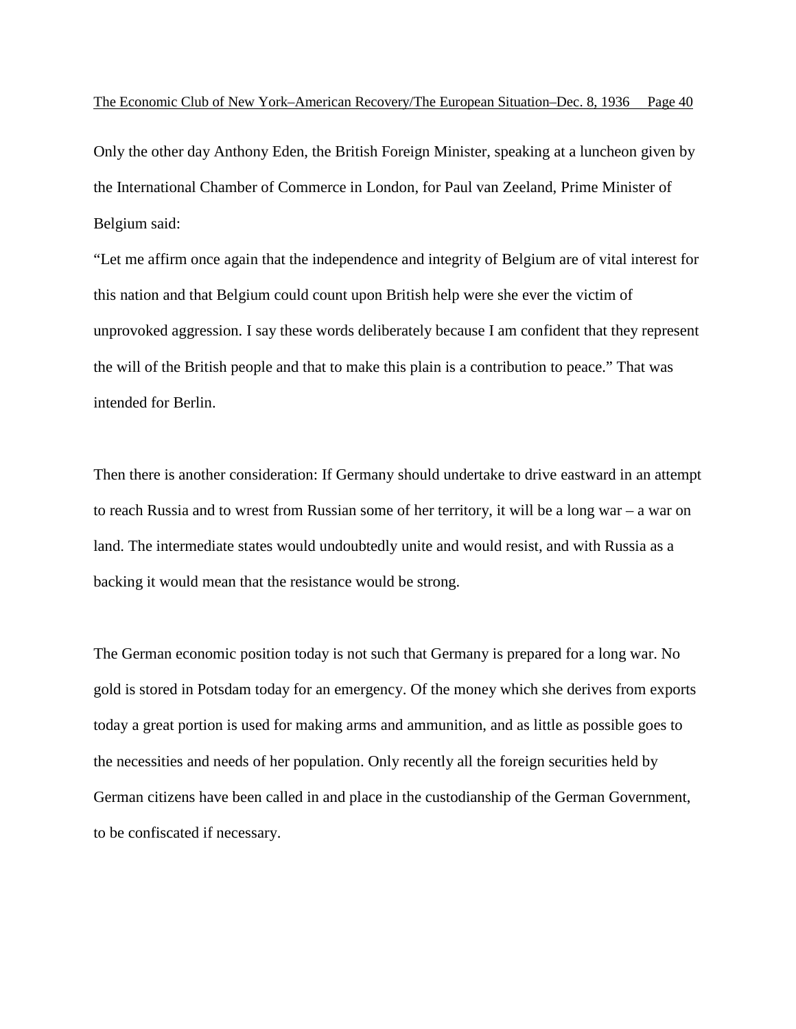Only the other day Anthony Eden, the British Foreign Minister, speaking at a luncheon given by the International Chamber of Commerce in London, for Paul van Zeeland, Prime Minister of Belgium said:

"Let me affirm once again that the independence and integrity of Belgium are of vital interest for this nation and that Belgium could count upon British help were she ever the victim of unprovoked aggression. I say these words deliberately because I am confident that they represent the will of the British people and that to make this plain is a contribution to peace." That was intended for Berlin.

Then there is another consideration: If Germany should undertake to drive eastward in an attempt to reach Russia and to wrest from Russian some of her territory, it will be a long war – a war on land. The intermediate states would undoubtedly unite and would resist, and with Russia as a backing it would mean that the resistance would be strong.

The German economic position today is not such that Germany is prepared for a long war. No gold is stored in Potsdam today for an emergency. Of the money which she derives from exports today a great portion is used for making arms and ammunition, and as little as possible goes to the necessities and needs of her population. Only recently all the foreign securities held by German citizens have been called in and place in the custodianship of the German Government, to be confiscated if necessary.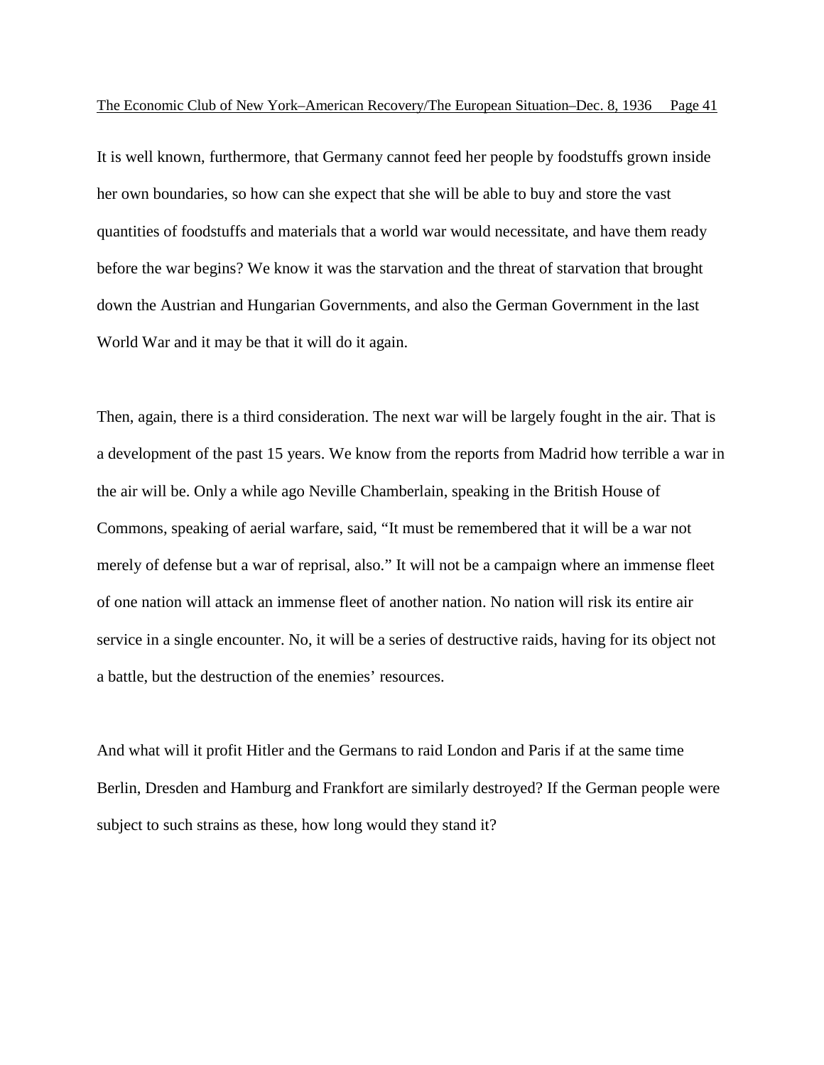It is well known, furthermore, that Germany cannot feed her people by foodstuffs grown inside her own boundaries, so how can she expect that she will be able to buy and store the vast quantities of foodstuffs and materials that a world war would necessitate, and have them ready before the war begins? We know it was the starvation and the threat of starvation that brought down the Austrian and Hungarian Governments, and also the German Government in the last World War and it may be that it will do it again.

Then, again, there is a third consideration. The next war will be largely fought in the air. That is a development of the past 15 years. We know from the reports from Madrid how terrible a war in the air will be. Only a while ago Neville Chamberlain, speaking in the British House of Commons, speaking of aerial warfare, said, "It must be remembered that it will be a war not merely of defense but a war of reprisal, also." It will not be a campaign where an immense fleet of one nation will attack an immense fleet of another nation. No nation will risk its entire air service in a single encounter. No, it will be a series of destructive raids, having for its object not a battle, but the destruction of the enemies' resources.

And what will it profit Hitler and the Germans to raid London and Paris if at the same time Berlin, Dresden and Hamburg and Frankfort are similarly destroyed? If the German people were subject to such strains as these, how long would they stand it?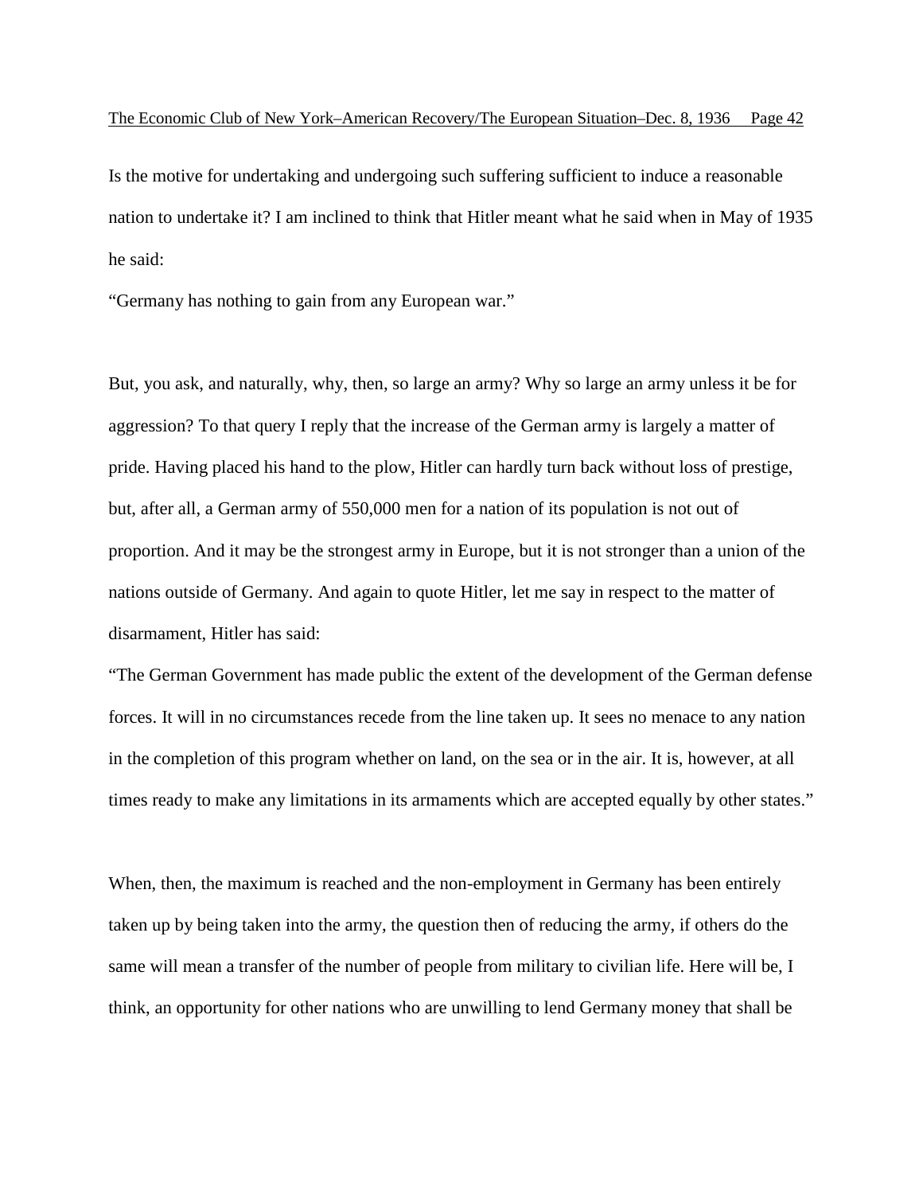Is the motive for undertaking and undergoing such suffering sufficient to induce a reasonable nation to undertake it? I am inclined to think that Hitler meant what he said when in May of 1935 he said:

“Germany has nothing to gain from any European war.”

But, you ask, and naturally, why, then, so large an army? Why so large an army unless it be for aggression? To that query I reply that the increase of the German army is largely a matter of pride. Having placed his hand to the plow, Hitler can hardly turn back without loss of prestige, but, after all, a German army of 550,000 men for a nation of its population is not out of proportion. And it may be the strongest army in Europe, but it is not stronger than a union of the nations outside of Germany. And again to quote Hitler, let me say in respect to the matter of disarmament, Hitler has said:

“The German Government has made public the extent of the development of the German defense forces. It will in no circumstances recede from the line taken up. It sees no menace to any nation in the completion of this program whether on land, on the sea or in the air. It is, however, at all times ready to make any limitations in its armaments which are accepted equally by other states.”

When, then, the maximum is reached and the non-employment in Germany has been entirely taken up by being taken into the army, the question then of reducing the army, if others do the same will mean a transfer of the number of people from military to civilian life. Here will be, I think, an opportunity for other nations who are unwilling to lend Germany money that shall be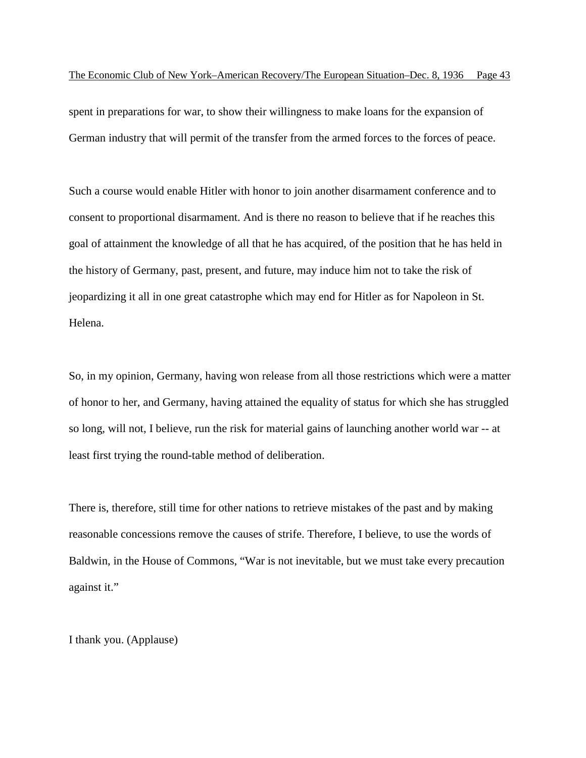spent in preparations for war, to show their willingness to make loans for the expansion of German industry that will permit of the transfer from the armed forces to the forces of peace.

Such a course would enable Hitler with honor to join another disarmament conference and to consent to proportional disarmament. And is there no reason to believe that if he reaches this goal of attainment the knowledge of all that he has acquired, of the position that he has held in the history of Germany, past, present, and future, may induce him not to take the risk of jeopardizing it all in one great catastrophe which may end for Hitler as for Napoleon in St. Helena.

So, in my opinion, Germany, having won release from all those restrictions which were a matter of honor to her, and Germany, having attained the equality of status for which she has struggled so long, will not, I believe, run the risk for material gains of launching another world war -- at least first trying the round-table method of deliberation.

There is, therefore, still time for other nations to retrieve mistakes of the past and by making reasonable concessions remove the causes of strife. Therefore, I believe, to use the words of Baldwin, in the House of Commons, "War is not inevitable, but we must take every precaution against it."

I thank you. (Applause)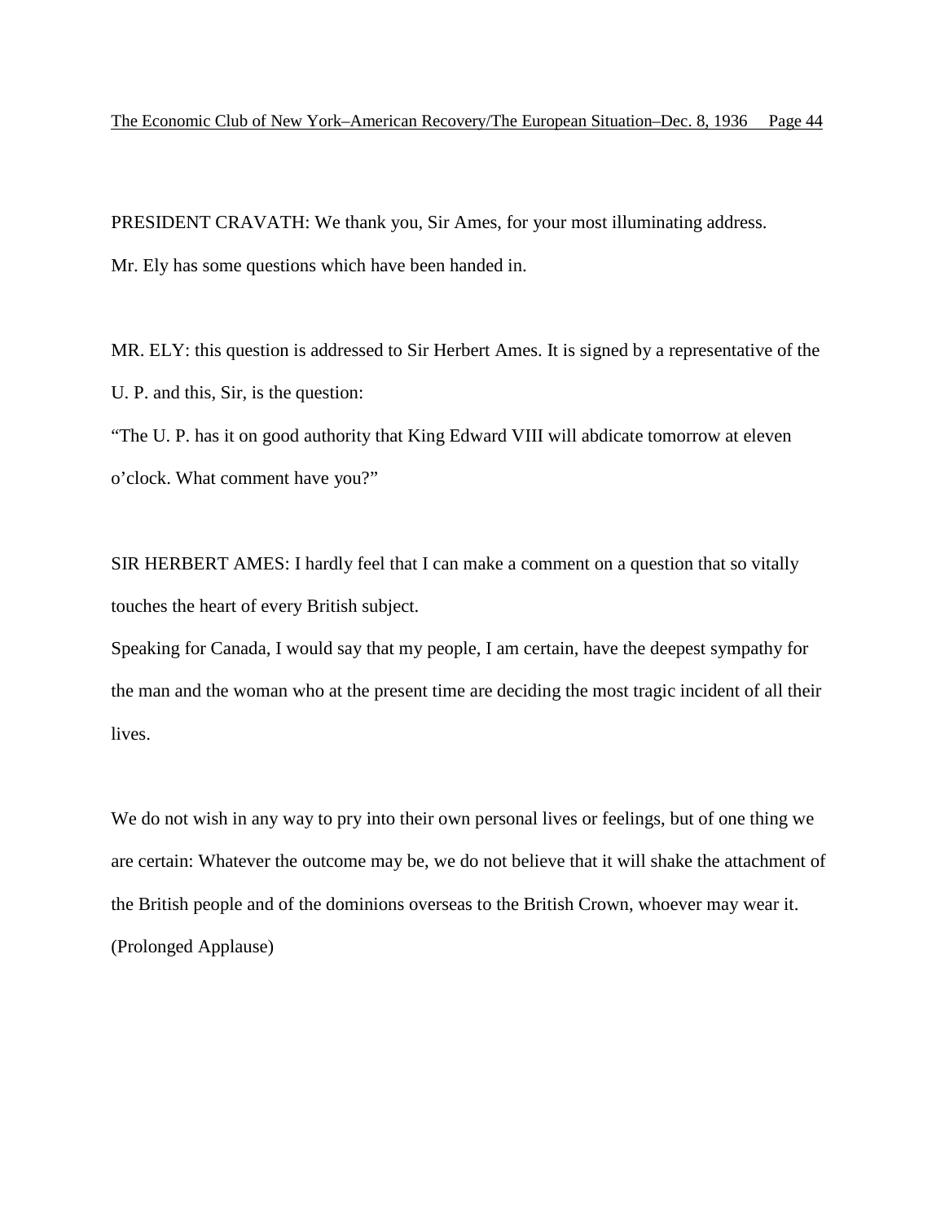PRESIDENT CRAVATH: We thank you, Sir Ames, for your most illuminating address.

Mr. Ely has some questions which have been handed in.

MR. ELY: this question is addressed to Sir Herbert Ames. It is signed by a representative of the U. P. and this, Sir, is the question:

"The U. P. has it on good authority that King Edward VIII will abdicate tomorrow at eleven o'clock. What comment have you?"

SIR HERBERT AMES: I hardly feel that I can make a comment on a question that so vitally touches the heart of every British subject.

Speaking for Canada, I would say that my people, I am certain, have the deepest sympathy for the man and the woman who at the present time are deciding the most tragic incident of all their lives.

We do not wish in any way to pry into their own personal lives or feelings, but of one thing we are certain: Whatever the outcome may be, we do not believe that it will shake the attachment of the British people and of the dominions overseas to the British Crown, whoever may wear it. (Prolonged Applause)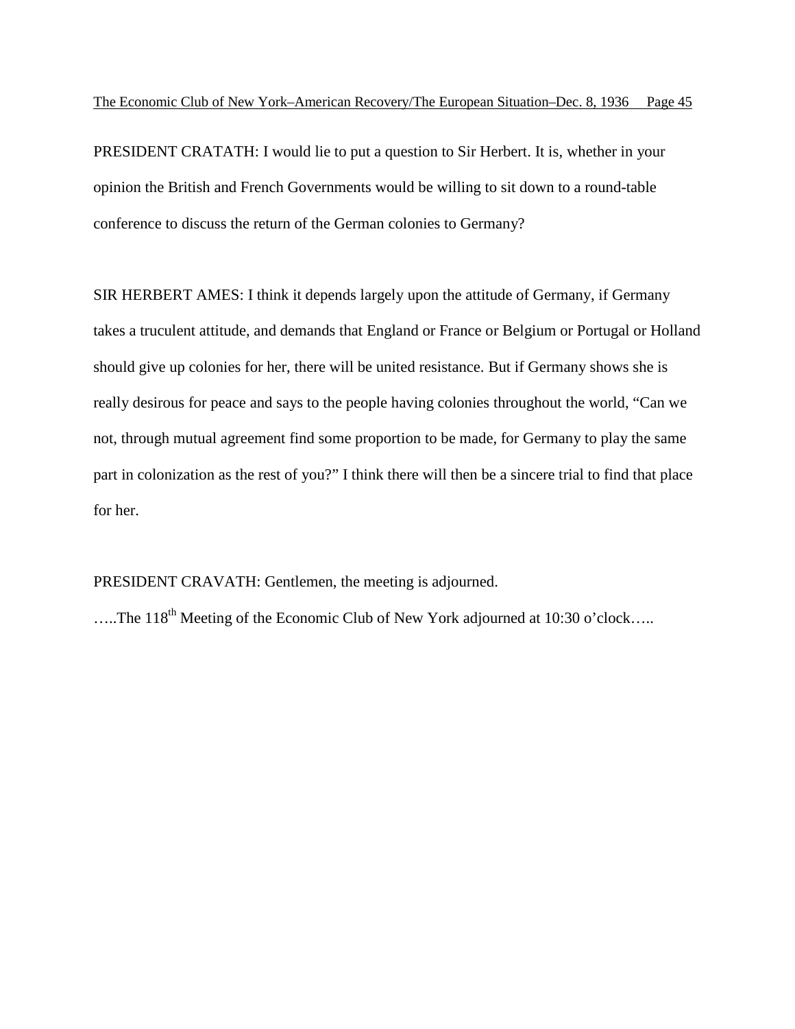PRESIDENT CRATATH: I would lie to put a question to Sir Herbert. It is, whether in your opinion the British and French Governments would be willing to sit down to a round-table conference to discuss the return of the German colonies to Germany?

SIR HERBERT AMES: I think it depends largely upon the attitude of Germany, if Germany takes a truculent attitude, and demands that England or France or Belgium or Portugal or Holland should give up colonies for her, there will be united resistance. But if Germany shows she is really desirous for peace and says to the people having colonies throughout the world, “Can we not, through mutual agreement find some proportion to be made, for Germany to play the same part in colonization as the rest of you?” I think there will then be a sincere trial to find that place for her.

PRESIDENT CRAVATH: Gentlemen, the meeting is adjourned.

…..The 118th Meeting of the Economic Club of New York adjourned at 10:30 o’clock…..